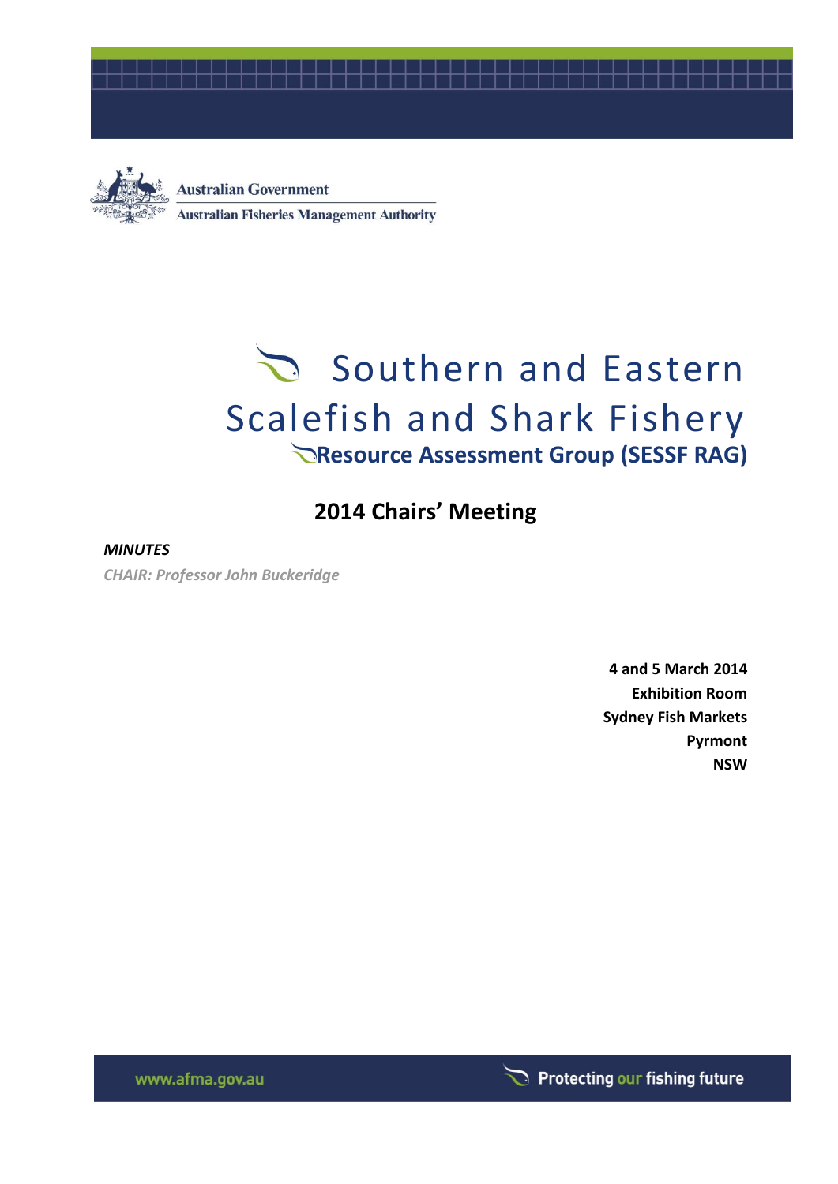Australian Government

Australian Fisheries Management Authority

# Southern and Eastern Scalefish and Shark Fishery

## Resource Assessment Group (SESSF RAG)

## 2014 Chairs' Meeting

***MINUTES***

***CHAIR: Professor John Buckeridge***

**4 and 5 March 2014**
**Exhibition Room**
**Sydney Fish Markets**
**Pyrmont**
**NSW**

www.afma.gov.au

Protecting our fishing future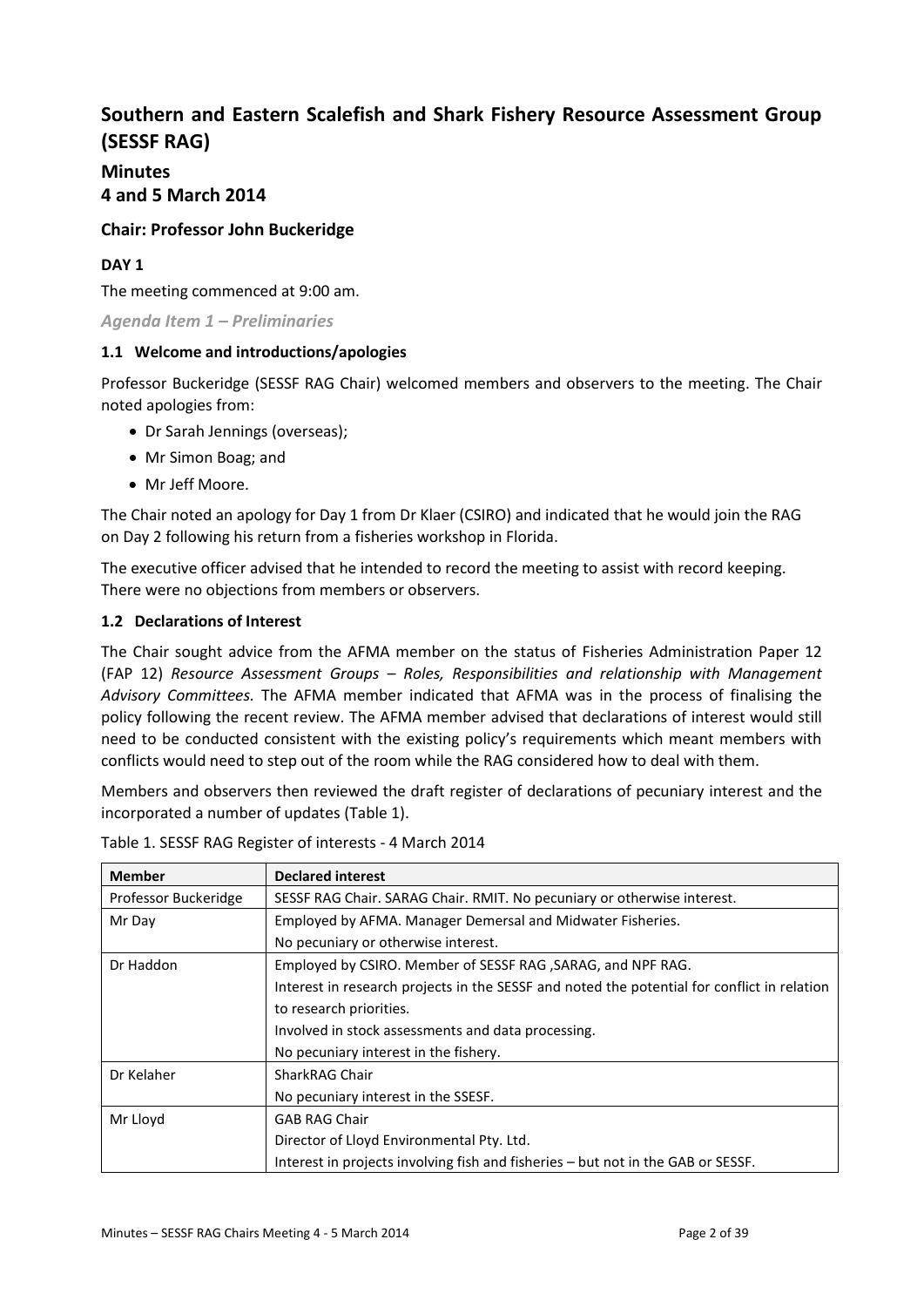# Southern and Eastern Scalefish and Shark Fishery Resource Assessment Group (SESSF RAG)

## Minutes
## 4 and 5 March 2014

### Chair: Professor John Buckeridge

#### DAY 1

The meeting commenced at 9:00 am.

*Agenda Item 1 – Preliminaries*

#### 1.1 Welcome and introductions/apologies

Professor Buckeridge (SESSF RAG Chair) welcomed members and observers to the meeting. The Chair noted apologies from:

- Dr Sarah Jennings (overseas);
- Mr Simon Boag; and
- Mr Jeff Moore.

The Chair noted an apology for Day 1 from Dr Klaer (CSIRO) and indicated that he would join the RAG on Day 2 following his return from a fisheries workshop in Florida.

The executive officer advised that he intended to record the meeting to assist with record keeping. There were no objections from members or observers.

#### 1.2 Declarations of Interest

The Chair sought advice from the AFMA member on the status of Fisheries Administration Paper 12 (FAP 12) *Resource Assessment Groups – Roles, Responsibilities and relationship with Management Advisory Committees.* The AFMA member indicated that AFMA was in the process of finalising the policy following the recent review. The AFMA member advised that declarations of interest would still need to be conducted consistent with the existing policy's requirements which meant members with conflicts would need to step out of the room while the RAG considered how to deal with them.

Members and observers then reviewed the draft register of declarations of pecuniary interest and the incorporated a number of updates (Table 1).

Table 1. SESSF RAG Register of interests - 4 March 2014

| Member | Declared interest |
|---|---|
| Professor Buckeridge | SESSF RAG Chair. SARAG Chair. RMIT. No pecuniary or otherwise interest. |
| Mr Day | Employed by AFMA. Manager Demersal and Midwater Fisheries.<br>No pecuniary or otherwise interest. |
| Dr Haddon | Employed by CSIRO. Member of SESSF RAG ,SARAG, and NPF RAG.<br>Interest in research projects in the SESSF and noted the potential for conflict in relation to research priorities.<br>Involved in stock assessments and data processing.<br>No pecuniary interest in the fishery. |
| Dr Kelaher | SharkRAG Chair<br>No pecuniary interest in the SSESF. |
| Mr Lloyd | GAB RAG Chair<br>Director of Lloyd Environmental Pty. Ltd.<br>Interest in projects involving fish and fisheries – but not in the GAB or SESSF. |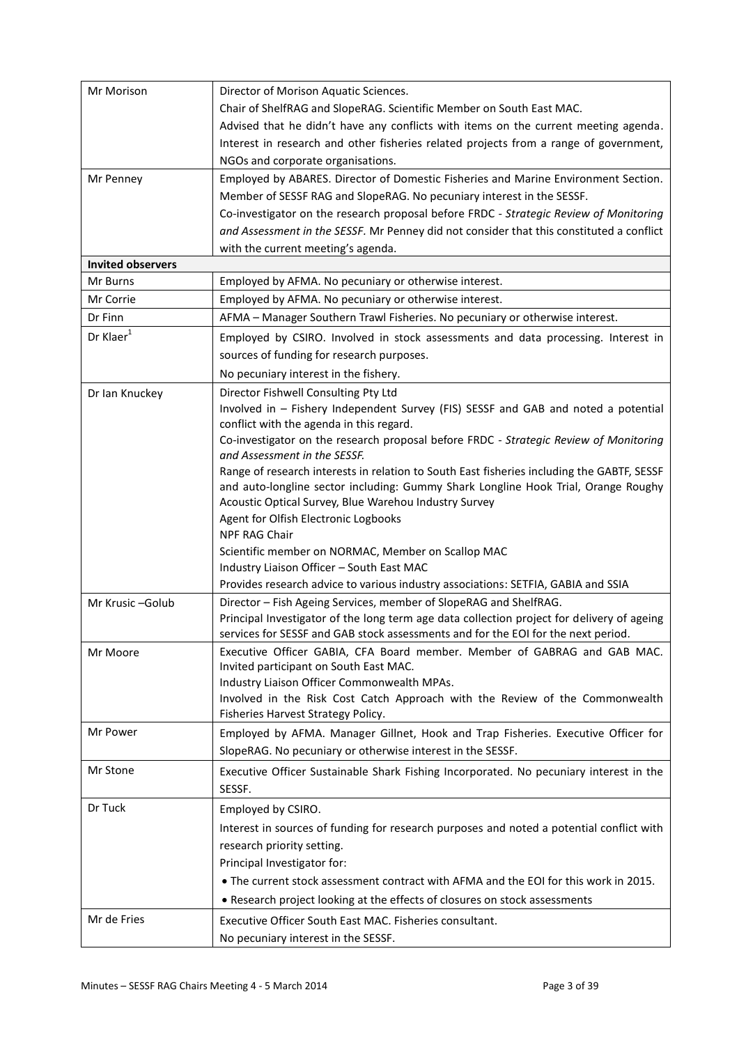| | |
|---|---|
| Mr Morison | Director of Morison Aquatic Sciences.<br>Chair of ShelfRAG and SlopeRAG. Scientific Member on South East MAC.<br>Advised that he didn't have any conflicts with items on the current meeting agenda. Interest in research and other fisheries related projects from a range of government, NGOs and corporate organisations. |
| Mr Penney | Employed by ABARES. Director of Domestic Fisheries and Marine Environment Section. Member of SESSF RAG and SlopeRAG. No pecuniary interest in the SESSF.<br>Co-investigator on the research proposal before FRDC - *Strategic Review of Monitoring and Assessment in the SESSF.* Mr Penney did not consider that this constituted a conflict with the current meeting's agenda. |
| **Invited observers** | |
| Mr Burns | Employed by AFMA. No pecuniary or otherwise interest. |
| Mr Corrie | Employed by AFMA. No pecuniary or otherwise interest. |
| Dr Finn | AFMA – Manager Southern Trawl Fisheries. No pecuniary or otherwise interest. |
| Dr Klaer[1] | Employed by CSIRO. Involved in stock assessments and data processing. Interest in sources of funding for research purposes.<br>No pecuniary interest in the fishery. |
| Dr Ian Knuckey | Director Fishwell Consulting Pty Ltd<br>Involved in – Fishery Independent Survey (FIS) SESSF and GAB and noted a potential conflict with the agenda in this regard.<br>Co-investigator on the research proposal before FRDC - *Strategic Review of Monitoring and Assessment in the SESSF.*<br>Range of research interests in relation to South East fisheries including the GABTF, SESSF and auto-longline sector including: Gummy Shark Longline Hook Trial, Orange Roughy Acoustic Optical Survey, Blue Warehou Industry Survey<br>Agent for Olfish Electronic Logbooks<br>NPF RAG Chair<br>Scientific member on NORMAC, Member on Scallop MAC<br>Industry Liaison Officer – South East MAC<br>Provides research advice to various industry associations: SETFIA, GABIA and SSIA |
| Mr Krusic –Golub | Director – Fish Ageing Services, member of SlopeRAG and ShelfRAG.<br>Principal Investigator of the long term age data collection project for delivery of ageing services for SESSF and GAB stock assessments and for the EOI for the next period. |
| Mr Moore | Executive Officer GABIA, CFA Board member. Member of GABRAG and GAB MAC. Invited participant on South East MAC.<br>Industry Liaison Officer Commonwealth MPAs.<br>Involved in the Risk Cost Catch Approach with the Review of the Commonwealth Fisheries Harvest Strategy Policy. |
| Mr Power | Employed by AFMA. Manager Gillnet, Hook and Trap Fisheries. Executive Officer for SlopeRAG. No pecuniary or otherwise interest in the SESSF. |
| Mr Stone | Executive Officer Sustainable Shark Fishing Incorporated. No pecuniary interest in the SESSF. |
| Dr Tuck | Employed by CSIRO.<br>Interest in sources of funding for research purposes and noted a potential conflict with research priority setting.<br>Principal Investigator for:<br>• The current stock assessment contract with AFMA and the EOI for this work in 2015.<br>• Research project looking at the effects of closures on stock assessments |
| Mr de Fries | Executive Officer South East MAC. Fisheries consultant.<br>No pecuniary interest in the SESSF. |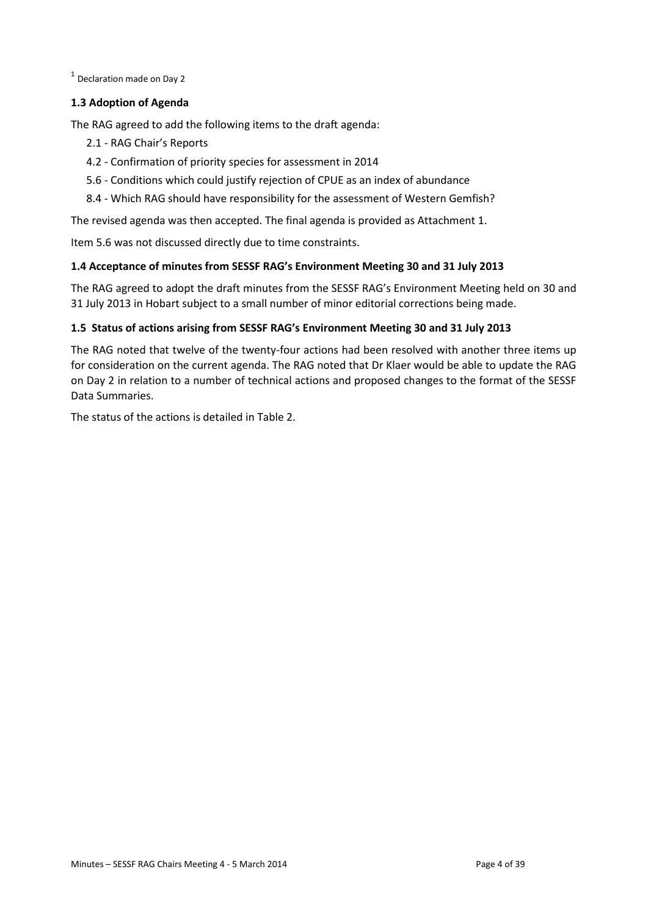[1] Declaration made on Day 2

### 1.3 Adoption of Agenda

The RAG agreed to add the following items to the draft agenda:

- 2.1 - RAG Chair's Reports
- 4.2 - Confirmation of priority species for assessment in 2014
- 5.6 - Conditions which could justify rejection of CPUE as an index of abundance
- 8.4 - Which RAG should have responsibility for the assessment of Western Gemfish?

The revised agenda was then accepted. The final agenda is provided as Attachment 1.

Item 5.6 was not discussed directly due to time constraints.

### 1.4 Acceptance of minutes from SESSF RAG's Environment Meeting 30 and 31 July 2013

The RAG agreed to adopt the draft minutes from the SESSF RAG's Environment Meeting held on 30 and 31 July 2013 in Hobart subject to a small number of minor editorial corrections being made.

### 1.5 Status of actions arising from SESSF RAG's Environment Meeting 30 and 31 July 2013

The RAG noted that twelve of the twenty-four actions had been resolved with another three items up for consideration on the current agenda. The RAG noted that Dr Klaer would be able to update the RAG on Day 2 in relation to a number of technical actions and proposed changes to the format of the SESSF Data Summaries.

The status of the actions is detailed in Table 2.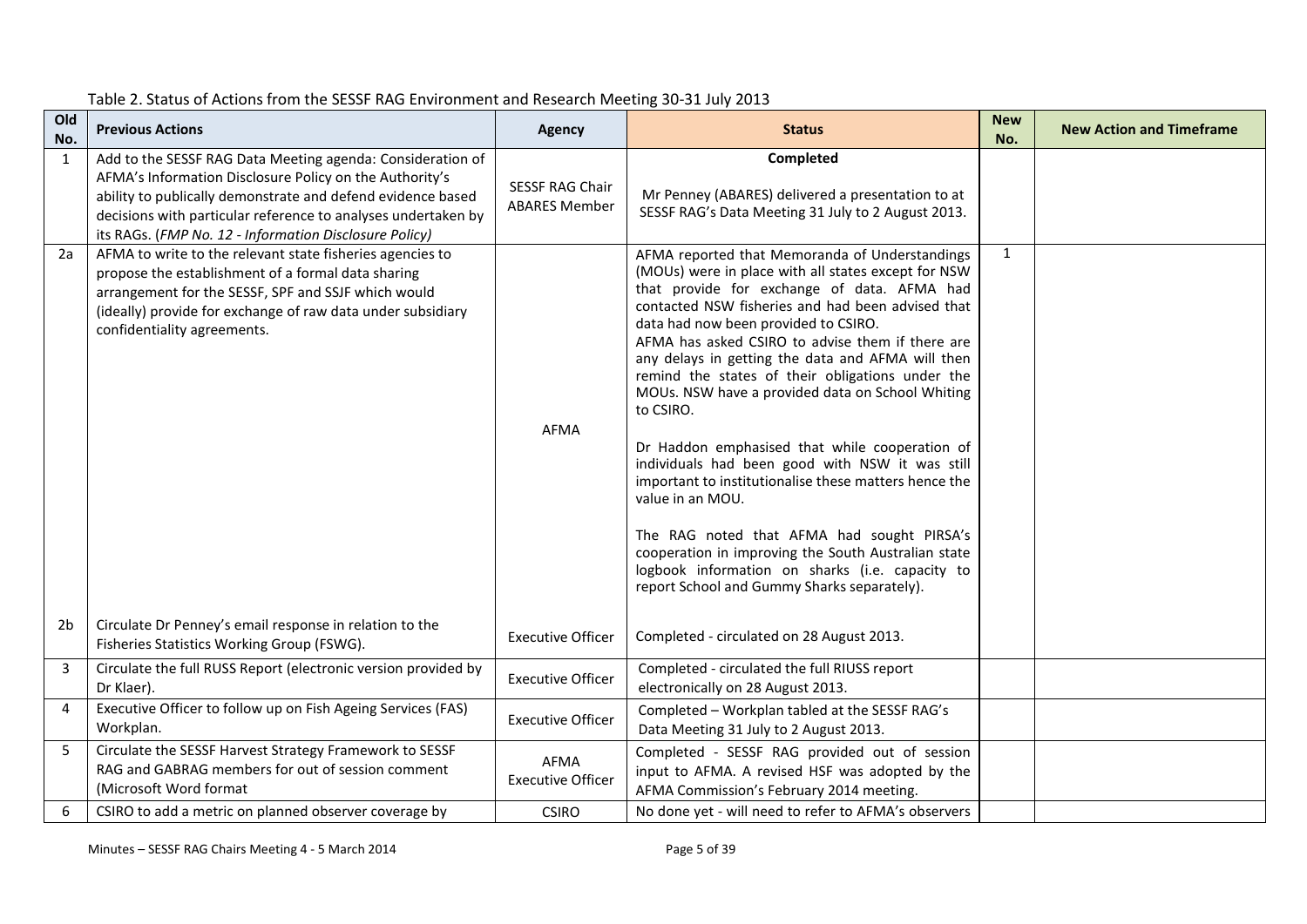Table 2. Status of Actions from the SESSF RAG Environment and Research Meeting 30-31 July 2013

| Old No. | Previous Actions | Agency | Status | New No. | New Action and Timeframe |
|---|---|---|---|---|---|
| 1 | Add to the SESSF RAG Data Meeting agenda: Consideration of AFMA's Information Disclosure Policy on the Authority's ability to publically demonstrate and defend evidence based decisions with particular reference to analyses undertaken by its RAGs. (*FMP No. 12 - Information Disclosure Policy)* | SESSF RAG Chair ABARES Member | **Completed**<br><br>Mr Penney (ABARES) delivered a presentation to at SESSF RAG's Data Meeting 31 July to 2 August 2013. | | |
| 2a | AFMA to write to the relevant state fisheries agencies to propose the establishment of a formal data sharing arrangement for the SESSF, SPF and SSJF which would (ideally) provide for exchange of raw data under subsidiary confidentiality agreements. | AFMA | AFMA reported that Memoranda of Understandings (MOUs) were in place with all states except for NSW that provide for exchange of data. AFMA had contacted NSW fisheries and had been advised that data had now been provided to CSIRO.<br>AFMA has asked CSIRO to advise them if there are any delays in getting the data and AFMA will then remind the states of their obligations under the MOUs. NSW have a provided data on School Whiting to CSIRO.<br><br>Dr Haddon emphasised that while cooperation of individuals had been good with NSW it was still important to institutionalise these matters hence the value in an MOU.<br><br>The RAG noted that AFMA had sought PIRSA's cooperation in improving the South Australian state logbook information on sharks (i.e. capacity to report School and Gummy Sharks separately). | 1 | |
| 2b | Circulate Dr Penney's email response in relation to the Fisheries Statistics Working Group (FSWG). | Executive Officer | Completed - circulated on 28 August 2013. | | |
| 3 | Circulate the full RUSS Report (electronic version provided by Dr Klaer). | Executive Officer | Completed - circulated the full RIUSS report electronically on 28 August 2013. | | |
| 4 | Executive Officer to follow up on Fish Ageing Services (FAS) Workplan. | Executive Officer | Completed – Workplan tabled at the SESSF RAG's Data Meeting 31 July to 2 August 2013. | | |
| 5 | Circulate the SESSF Harvest Strategy Framework to SESSF RAG and GABRAG members for out of session comment (Microsoft Word format | AFMA Executive Officer | Completed - SESSF RAG provided out of session input to AFMA. A revised HSF was adopted by the AFMA Commission's February 2014 meeting. | | |
| 6 | CSIRO to add a metric on planned observer coverage by | CSIRO | No done yet - will need to refer to AFMA's observers | | |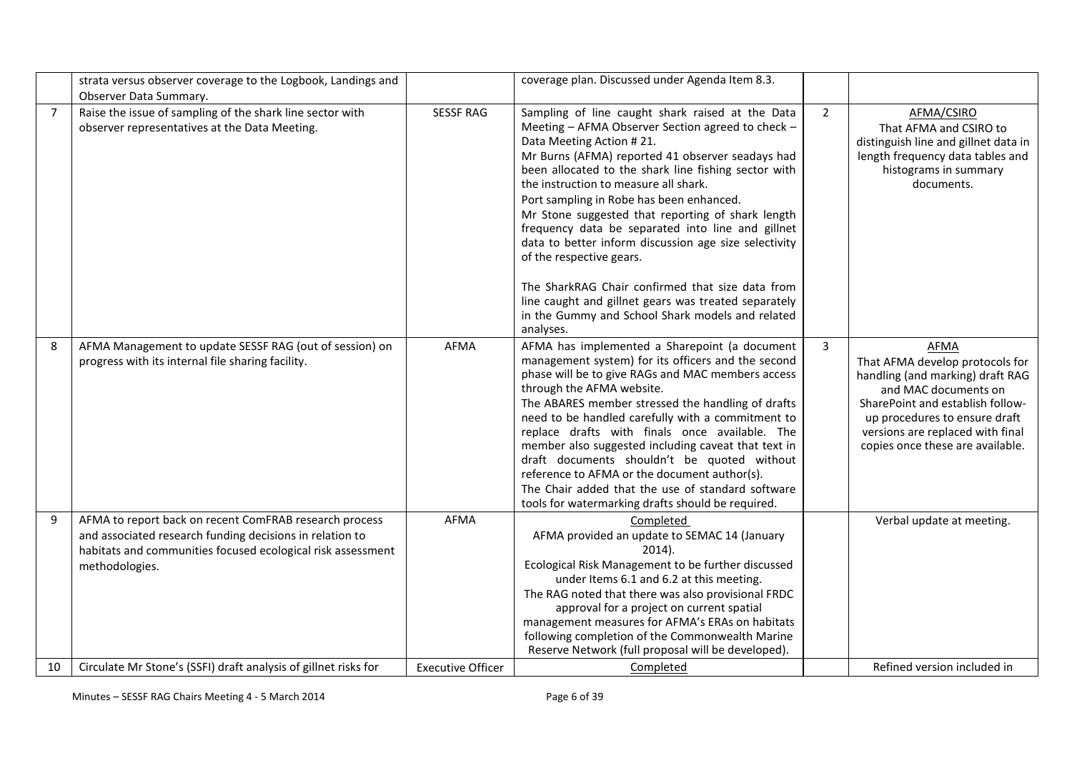|  | strata versus observer coverage to the Logbook, Landings and Observer Data Summary. |  | coverage plan. Discussed under Agenda Item 8.3. |  |  |
|---|---|---|---|---|---|
| 7 | Raise the issue of sampling of the shark line sector with observer representatives at the Data Meeting. | SESSF RAG | Sampling of line caught shark raised at the Data Meeting – AFMA Observer Section agreed to check – Data Meeting Action # 21.<br>Mr Burns (AFMA) reported 41 observer seadays had been allocated to the shark line fishing sector with the instruction to measure all shark.<br>Port sampling in Robe has been enhanced.<br>Mr Stone suggested that reporting of shark length frequency data be separated into line and gillnet data to better inform discussion age size selectivity of the respective gears.<br><br>The SharkRAG Chair confirmed that size data from line caught and gillnet gears was treated separately in the Gummy and School Shark models and related analyses. | 2 | AFMA/CSIRO<br>That AFMA and CSIRO to distinguish line and gillnet data in length frequency data tables and histograms in summary documents. |
| 8 | AFMA Management to update SESSF RAG (out of session) on progress with its internal file sharing facility. | AFMA | AFMA has implemented a Sharepoint (a document management system) for its officers and the second phase will be to give RAGs and MAC members access through the AFMA website.<br>The ABARES member stressed the handling of drafts need to be handled carefully with a commitment to replace drafts with finals once available. The member also suggested including caveat that text in draft documents shouldn't be quoted without reference to AFMA or the document author(s).<br>The Chair added that the use of standard software tools for watermarking drafts should be required. | 3 | AFMA<br>That AFMA develop protocols for handling (and marking) draft RAG and MAC documents on SharePoint and establish follow-up procedures to ensure draft versions are replaced with final copies once these are available. |
| 9 | AFMA to report back on recent ComFRAB research process and associated research funding decisions in relation to habitats and communities focused ecological risk assessment methodologies. | AFMA | Completed<br>AFMA provided an update to SEMAC 14 (January 2014).<br>Ecological Risk Management to be further discussed under Items 6.1 and 6.2 at this meeting.<br>The RAG noted that there was also provisional FRDC approval for a project on current spatial management measures for AFMA's ERAs on habitats following completion of the Commonwealth Marine Reserve Network (full proposal will be developed). |  | Verbal update at meeting. |
| 10 | Circulate Mr Stone's (SSFI) draft analysis of gillnet risks for | Executive Officer | Completed |  | Refined version included in |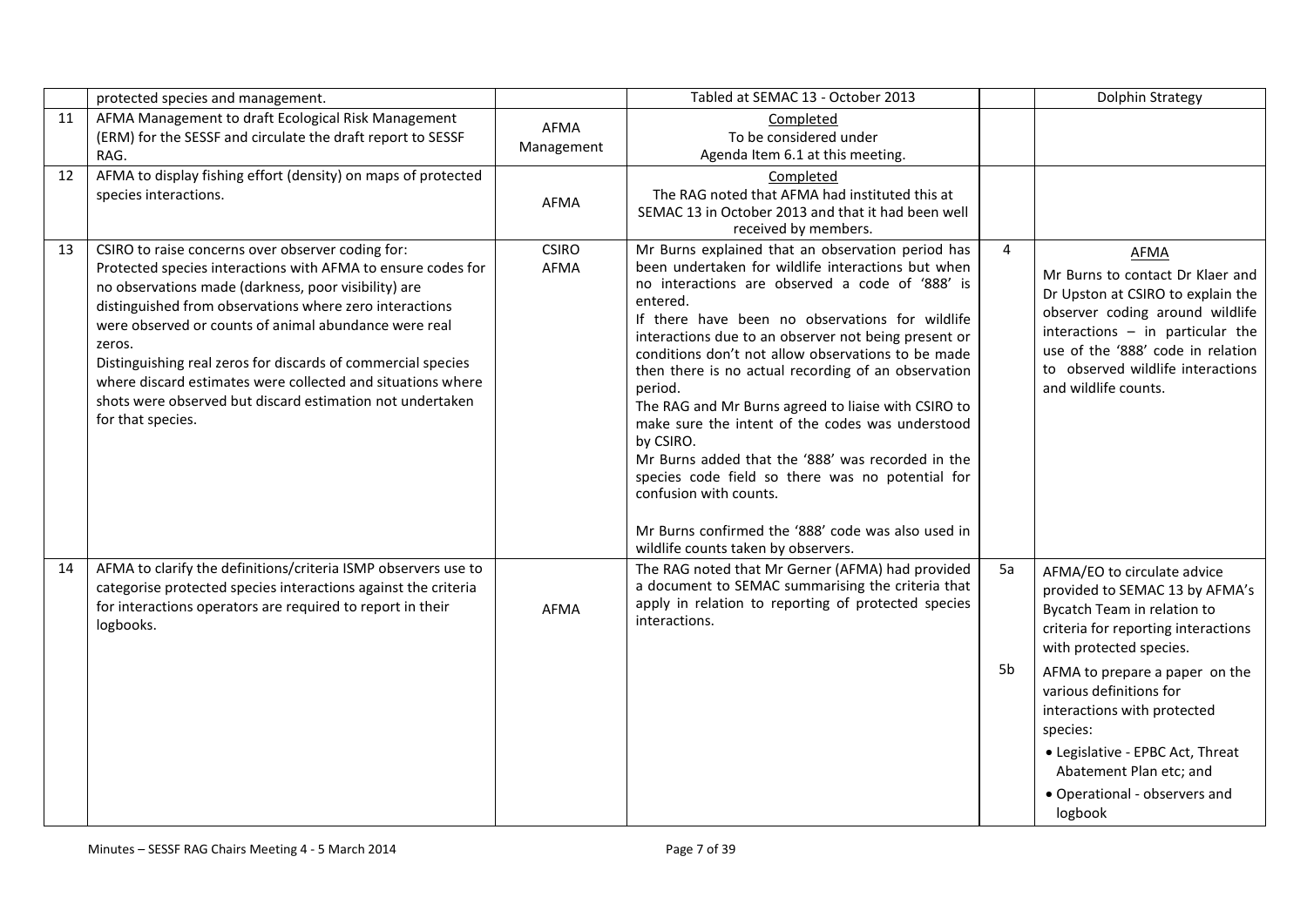| | | | | | |
|---|---|---|---|---|---|
| | protected species and management. | | Tabled at SEMAC 13 - October 2013 | | Dolphin Strategy |
| 11 | AFMA Management to draft Ecological Risk Management (ERM) for the SESSF and circulate the draft report to SESSF RAG. | AFMA Management | Completed<br>To be considered under Agenda Item 6.1 at this meeting. | | |
| 12 | AFMA to display fishing effort (density) on maps of protected species interactions. | AFMA | Completed<br>The RAG noted that AFMA had instituted this at SEMAC 13 in October 2013 and that it had been well received by members. | | |
| 13 | CSIRO to raise concerns over observer coding for:<br>Protected species interactions with AFMA to ensure codes for no observations made (darkness, poor visibility) are distinguished from observations where zero interactions were observed or counts of animal abundance were real zeros.<br>Distinguishing real zeros for discards of commercial species where discard estimates were collected and situations where shots were observed but discard estimation not undertaken for that species. | CSIRO<br>AFMA | Mr Burns explained that an observation period has been undertaken for wildlife interactions but when no interactions are observed a code of '888' is entered.<br>If there have been no observations for wildlife interactions due to an observer not being present or conditions don't not allow observations to be made then there is no actual recording of an observation period.<br>The RAG and Mr Burns agreed to liaise with CSIRO to make sure the intent of the codes was understood by CSIRO.<br>Mr Burns added that the '888' was recorded in the species code field so there was no potential for confusion with counts.<br><br>Mr Burns confirmed the '888' code was also used in wildlife counts taken by observers. | 4 | AFMA<br>Mr Burns to contact Dr Klaer and Dr Upston at CSIRO to explain the observer coding around wildlife interactions – in particular the use of the '888' code in relation to observed wildlife interactions and wildlife counts. |
| 14 | AFMA to clarify the definitions/criteria ISMP observers use to categorise protected species interactions against the criteria for interactions operators are required to report in their logbooks. | AFMA | The RAG noted that Mr Gerner (AFMA) had provided a document to SEMAC summarising the criteria that apply in relation to reporting of protected species interactions. | 5a<br><br>5b | AFMA/EO to circulate advice provided to SEMAC 13 by AFMA's Bycatch Team in relation to criteria for reporting interactions with protected species.<br><br>AFMA to prepare a paper on the various definitions for interactions with protected species:<br>• Legislative - EPBC Act, Threat Abatement Plan etc; and<br>• Operational - observers and logbook |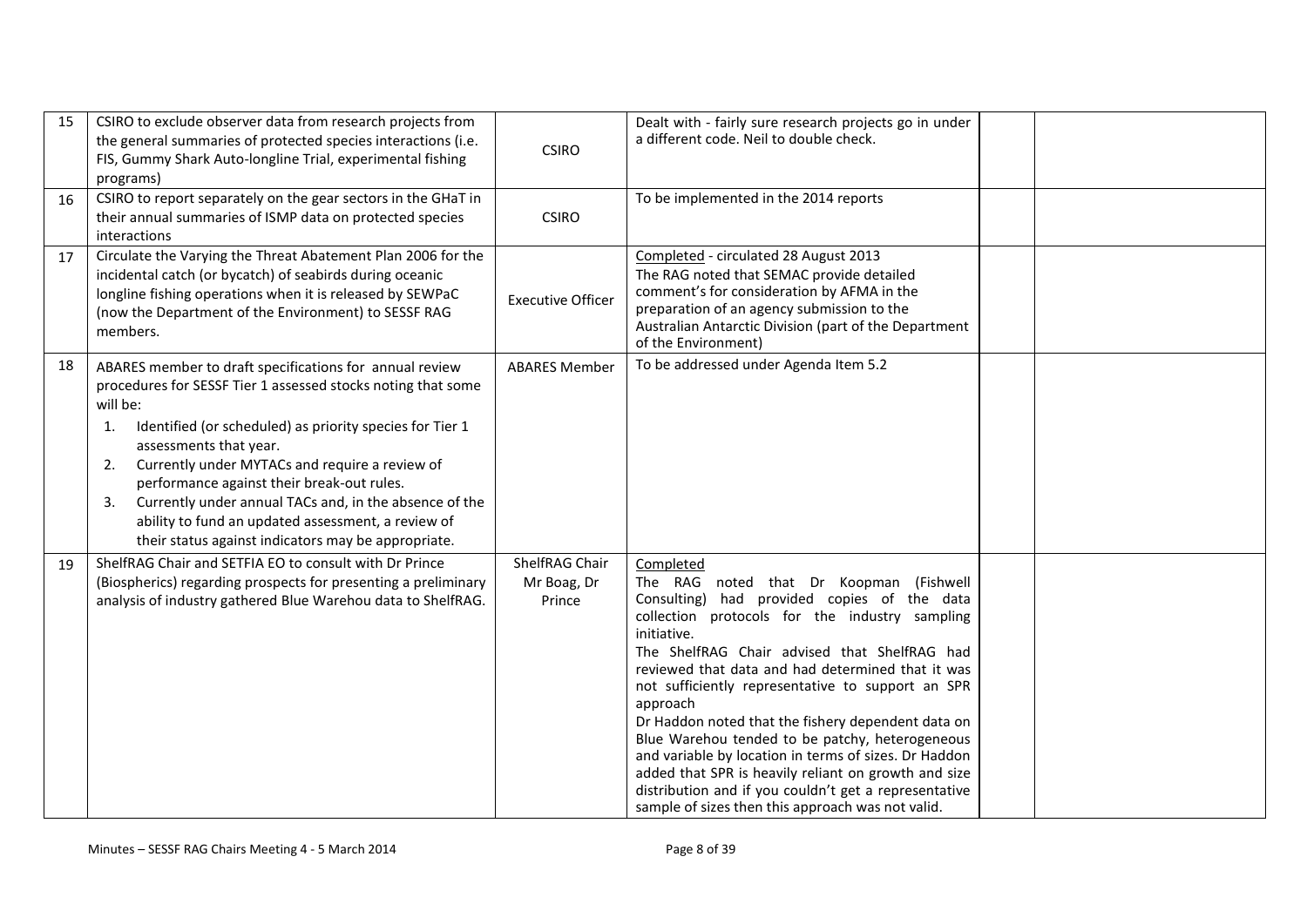| | | | | | |
|---|---|---|---|---|---|
| 15 | CSIRO to exclude observer data from research projects from the general summaries of protected species interactions (i.e. FIS, Gummy Shark Auto-longline Trial, experimental fishing programs) | CSIRO | Dealt with - fairly sure research projects go in under a different code. Neil to double check. | | |
| 16 | CSIRO to report separately on the gear sectors in the GHaT in their annual summaries of ISMP data on protected species interactions | CSIRO | To be implemented in the 2014 reports | | |
| 17 | Circulate the Varying the Threat Abatement Plan 2006 for the incidental catch (or bycatch) of seabirds during oceanic longline fishing operations when it is released by SEWPaC (now the Department of the Environment) to SESSF RAG members. | Executive Officer | Completed - circulated 28 August 2013<br>The RAG noted that SEMAC provide detailed comment's for consideration by AFMA in the preparation of an agency submission to the Australian Antarctic Division (part of the Department of the Environment) | | |
| 18 | ABARES member to draft specifications for annual review procedures for SESSF Tier 1 assessed stocks noting that some will be:<br>1. Identified (or scheduled) as priority species for Tier 1 assessments that year.<br>2. Currently under MYTACs and require a review of performance against their break-out rules.<br>3. Currently under annual TACs and, in the absence of the ability to fund an updated assessment, a review of their status against indicators may be appropriate. | ABARES Member | To be addressed under Agenda Item 5.2 | | |
| 19 | ShelfRAG Chair and SETFIA EO to consult with Dr Prince (Biospherics) regarding prospects for presenting a preliminary analysis of industry gathered Blue Warehou data to ShelfRAG. | ShelfRAG Chair Mr Boag, Dr Prince | Completed<br>The RAG noted that Dr Koopman (Fishwell Consulting) had provided copies of the data collection protocols for the industry sampling initiative.<br>The ShelfRAG Chair advised that ShelfRAG had reviewed that data and had determined that it was not sufficiently representative to support an SPR approach<br>Dr Haddon noted that the fishery dependent data on Blue Warehou tended to be patchy, heterogeneous and variable by location in terms of sizes. Dr Haddon added that SPR is heavily reliant on growth and size distribution and if you couldn't get a representative sample of sizes then this approach was not valid. | | |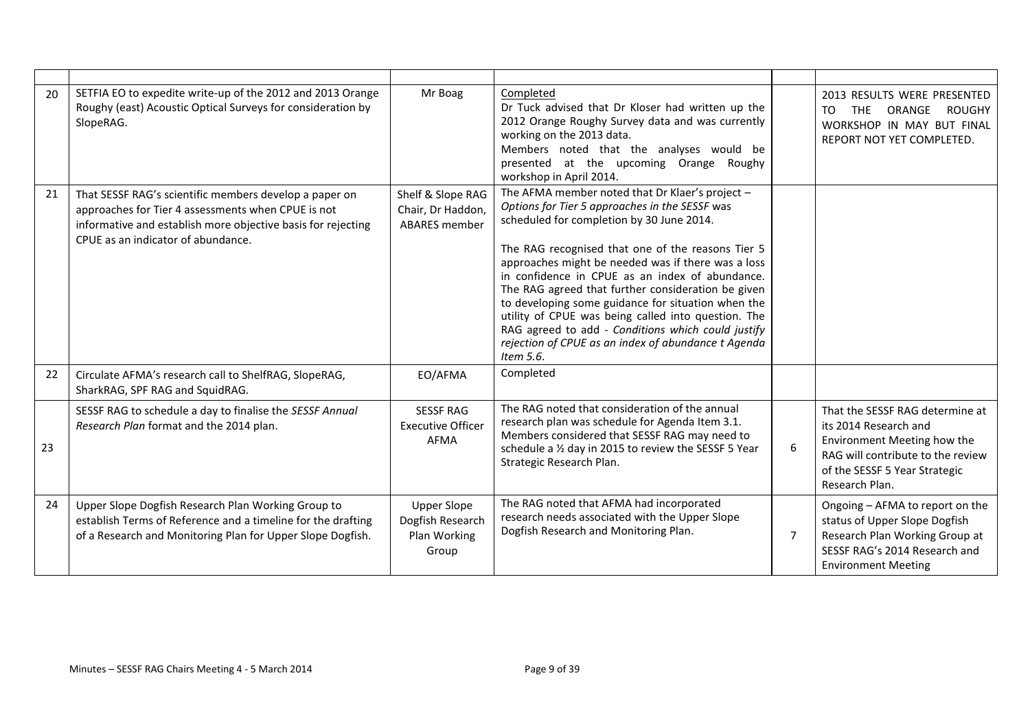| | | | | | |
|---|---|---|---|---|---|
| 20 | SETFIA EO to expedite write-up of the 2012 and 2013 Orange Roughy (east) Acoustic Optical Surveys for consideration by SlopeRAG. | Mr Boag | Completed<br>Dr Tuck advised that Dr Kloser had written up the 2012 Orange Roughy Survey data and was currently working on the 2013 data.<br>Members noted that the analyses would be presented at the upcoming Orange Roughy workshop in April 2014. | | 2013 RESULTS WERE PRESENTED TO THE ORANGE ROUGHY WORKSHOP IN MAY BUT FINAL REPORT NOT YET COMPLETED. |
| 21 | That SESSF RAG's scientific members develop a paper on approaches for Tier 4 assessments when CPUE is not informative and establish more objective basis for rejecting CPUE as an indicator of abundance. | Shelf & Slope RAG Chair, Dr Haddon, ABARES member | The AFMA member noted that Dr Klaer's project – *Options for Tier 5 approaches in the SESSF* was scheduled for completion by 30 June 2014.<br><br>The RAG recognised that one of the reasons Tier 5 approaches might be needed was if there was a loss in confidence in CPUE as an index of abundance. The RAG agreed that further consideration be given to developing some guidance for situation when the utility of CPUE was being called into question. The RAG agreed to add - *Conditions which could justify rejection of CPUE as an index of abundance t Agenda Item 5.6*. | | |
| 22 | Circulate AFMA's research call to ShelfRAG, SlopeRAG, SharkRAG, SPF RAG and SquidRAG. | EO/AFMA | Completed | | |
| 23 | SESSF RAG to schedule a day to finalise the *SESSF Annual Research Plan* format and the 2014 plan. | SESSF RAG Executive Officer AFMA | The RAG noted that consideration of the annual research plan was schedule for Agenda Item 3.1. Members considered that SESSF RAG may need to schedule a ½ day in 2015 to review the SESSF 5 Year Strategic Research Plan. | 6 | That the SESSF RAG determine at its 2014 Research and Environment Meeting how the RAG will contribute to the review of the SESSF 5 Year Strategic Research Plan. |
| 24 | Upper Slope Dogfish Research Plan Working Group to establish Terms of Reference and a timeline for the drafting of a Research and Monitoring Plan for Upper Slope Dogfish. | Upper Slope Dogfish Research Plan Working Group | The RAG noted that AFMA had incorporated research needs associated with the Upper Slope Dogfish Research and Monitoring Plan. | 7 | Ongoing – AFMA to report on the status of Upper Slope Dogfish Research Plan Working Group at SESSF RAG's 2014 Research and Environment Meeting |

Minutes – SESSF RAG Chairs Meeting 4 - 5 March 2014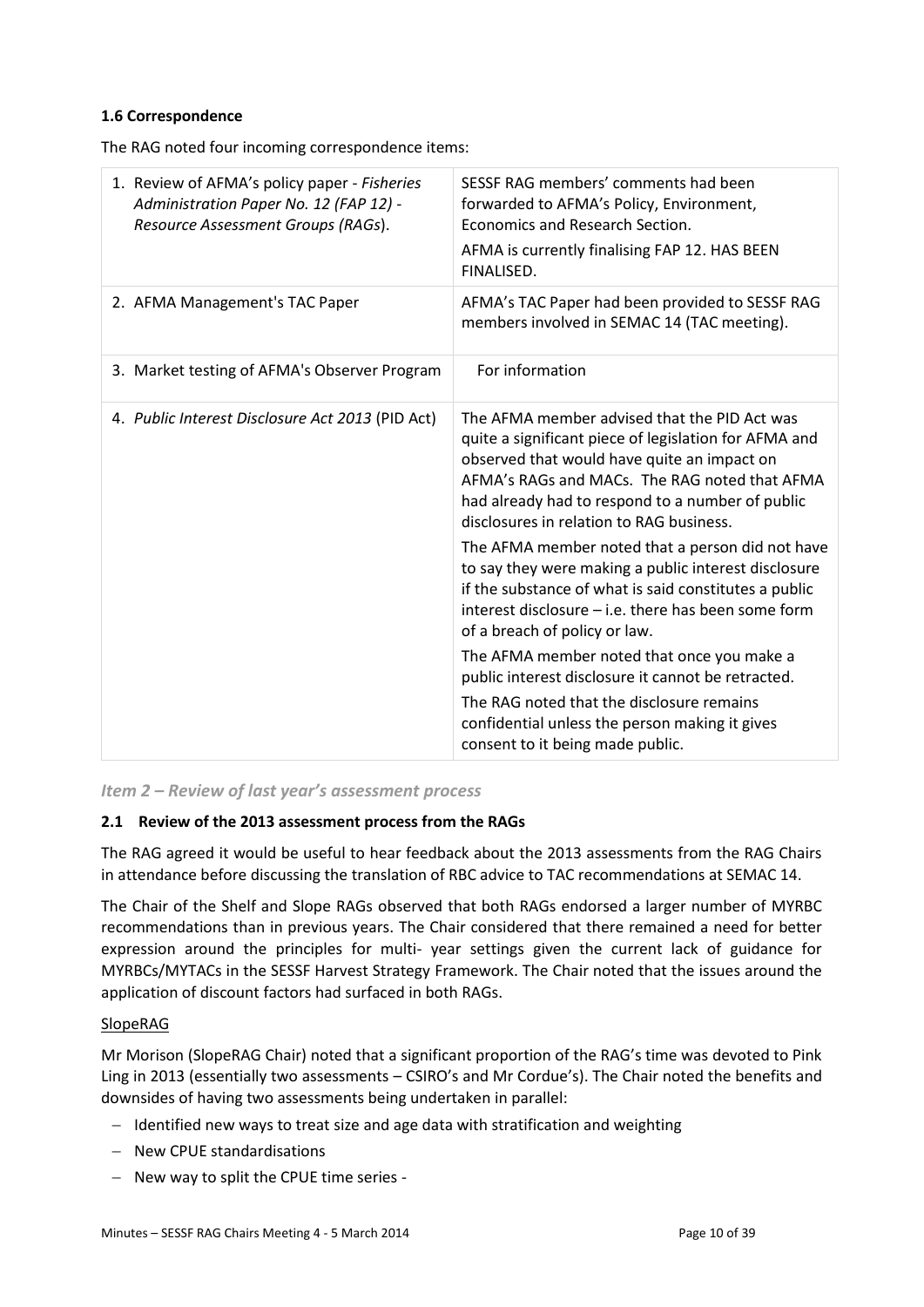### 1.6 Correspondence

The RAG noted four incoming correspondence items:

| | |
|---|---|
| 1. Review of AFMA's policy paper - *Fisheries Administration Paper No. 12 (FAP 12) - Resource Assessment Groups (RAGs*). | SESSF RAG members' comments had been forwarded to AFMA's Policy, Environment, Economics and Research Section.<br>AFMA is currently finalising FAP 12. HAS BEEN FINALISED. |
| 2. AFMA Management's TAC Paper | AFMA's TAC Paper had been provided to SESSF RAG members involved in SEMAC 14 (TAC meeting). |
| 3. Market testing of AFMA's Observer Program | For information |
| 4. *Public Interest Disclosure Act 2013* (PID Act) | The AFMA member advised that the PID Act was quite a significant piece of legislation for AFMA and observed that would have quite an impact on AFMA's RAGs and MACs. The RAG noted that AFMA had already had to respond to a number of public disclosures in relation to RAG business.<br>The AFMA member noted that a person did not have to say they were making a public interest disclosure if the substance of what is said constitutes a public interest disclosure – i.e. there has been some form of a breach of policy or law.<br>The AFMA member noted that once you make a public interest disclosure it cannot be retracted.<br>The RAG noted that the disclosure remains confidential unless the person making it gives consent to it being made public. |

## *Item 2 – Review of last year's assessment process*

### 2.1 Review of the 2013 assessment process from the RAGs

The RAG agreed it would be useful to hear feedback about the 2013 assessments from the RAG Chairs in attendance before discussing the translation of RBC advice to TAC recommendations at SEMAC 14.

The Chair of the Shelf and Slope RAGs observed that both RAGs endorsed a larger number of MYRBC recommendations than in previous years. The Chair considered that there remained a need for better expression around the principles for multi- year settings given the current lack of guidance for MYRBCs/MYTACs in the SESSF Harvest Strategy Framework. The Chair noted that the issues around the application of discount factors had surfaced in both RAGs.

SlopeRAG

Mr Morison (SlopeRAG Chair) noted that a significant proportion of the RAG's time was devoted to Pink Ling in 2013 (essentially two assessments – CSIRO's and Mr Cordue's). The Chair noted the benefits and downsides of having two assessments being undertaken in parallel:

- Identified new ways to treat size and age data with stratification and weighting
- New CPUE standardisations
- New way to split the CPUE time series -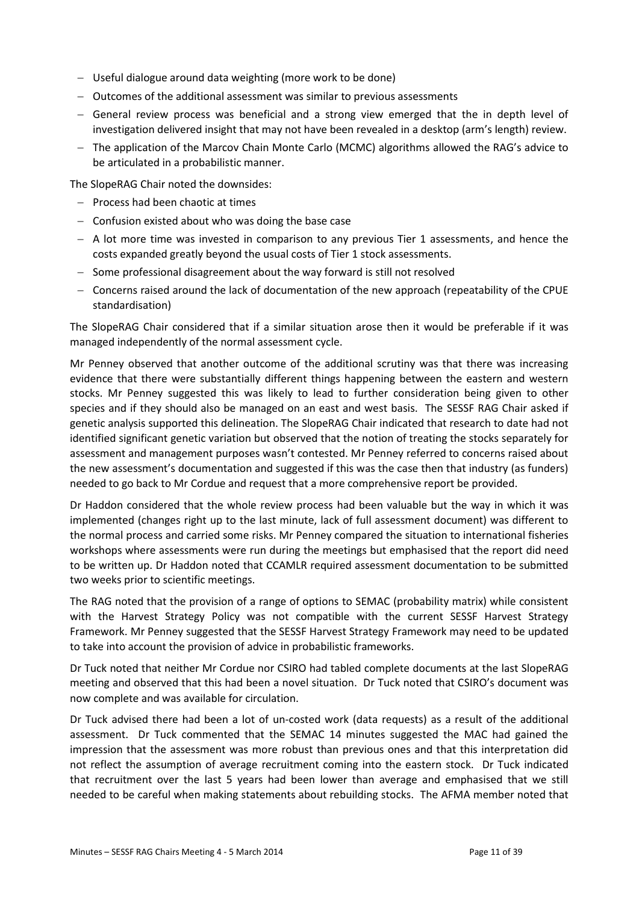- Useful dialogue around data weighting (more work to be done)
- Outcomes of the additional assessment was similar to previous assessments
- General review process was beneficial and a strong view emerged that the in depth level of investigation delivered insight that may not have been revealed in a desktop (arm's length) review.
- The application of the Marcov Chain Monte Carlo (MCMC) algorithms allowed the RAG's advice to be articulated in a probabilistic manner.

The SlopeRAG Chair noted the downsides:

- Process had been chaotic at times
- Confusion existed about who was doing the base case
- A lot more time was invested in comparison to any previous Tier 1 assessments, and hence the costs expanded greatly beyond the usual costs of Tier 1 stock assessments.
- Some professional disagreement about the way forward is still not resolved
- Concerns raised around the lack of documentation of the new approach (repeatability of the CPUE standardisation)

The SlopeRAG Chair considered that if a similar situation arose then it would be preferable if it was managed independently of the normal assessment cycle.

Mr Penney observed that another outcome of the additional scrutiny was that there was increasing evidence that there were substantially different things happening between the eastern and western stocks. Mr Penney suggested this was likely to lead to further consideration being given to other species and if they should also be managed on an east and west basis. The SESSF RAG Chair asked if genetic analysis supported this delineation. The SlopeRAG Chair indicated that research to date had not identified significant genetic variation but observed that the notion of treating the stocks separately for assessment and management purposes wasn't contested. Mr Penney referred to concerns raised about the new assessment's documentation and suggested if this was the case then that industry (as funders) needed to go back to Mr Cordue and request that a more comprehensive report be provided.

Dr Haddon considered that the whole review process had been valuable but the way in which it was implemented (changes right up to the last minute, lack of full assessment document) was different to the normal process and carried some risks. Mr Penney compared the situation to international fisheries workshops where assessments were run during the meetings but emphasised that the report did need to be written up. Dr Haddon noted that CCAMLR required assessment documentation to be submitted two weeks prior to scientific meetings.

The RAG noted that the provision of a range of options to SEMAC (probability matrix) while consistent with the Harvest Strategy Policy was not compatible with the current SESSF Harvest Strategy Framework. Mr Penney suggested that the SESSF Harvest Strategy Framework may need to be updated to take into account the provision of advice in probabilistic frameworks.

Dr Tuck noted that neither Mr Cordue nor CSIRO had tabled complete documents at the last SlopeRAG meeting and observed that this had been a novel situation. Dr Tuck noted that CSIRO's document was now complete and was available for circulation.

Dr Tuck advised there had been a lot of un-costed work (data requests) as a result of the additional assessment. Dr Tuck commented that the SEMAC 14 minutes suggested the MAC had gained the impression that the assessment was more robust than previous ones and that this interpretation did not reflect the assumption of average recruitment coming into the eastern stock. Dr Tuck indicated that recruitment over the last 5 years had been lower than average and emphasised that we still needed to be careful when making statements about rebuilding stocks. The AFMA member noted that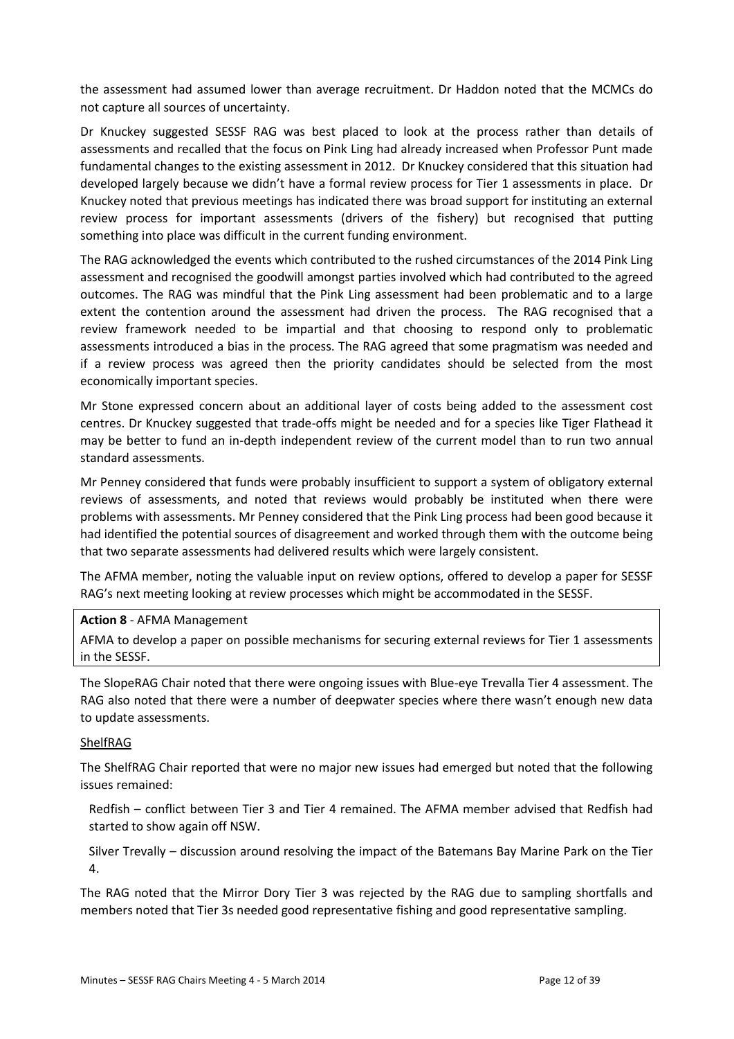the assessment had assumed lower than average recruitment. Dr Haddon noted that the MCMCs do not capture all sources of uncertainty.

Dr Knuckey suggested SESSF RAG was best placed to look at the process rather than details of assessments and recalled that the focus on Pink Ling had already increased when Professor Punt made fundamental changes to the existing assessment in 2012. Dr Knuckey considered that this situation had developed largely because we didn't have a formal review process for Tier 1 assessments in place. Dr Knuckey noted that previous meetings has indicated there was broad support for instituting an external review process for important assessments (drivers of the fishery) but recognised that putting something into place was difficult in the current funding environment.

The RAG acknowledged the events which contributed to the rushed circumstances of the 2014 Pink Ling assessment and recognised the goodwill amongst parties involved which had contributed to the agreed outcomes. The RAG was mindful that the Pink Ling assessment had been problematic and to a large extent the contention around the assessment had driven the process. The RAG recognised that a review framework needed to be impartial and that choosing to respond only to problematic assessments introduced a bias in the process. The RAG agreed that some pragmatism was needed and if a review process was agreed then the priority candidates should be selected from the most economically important species.

Mr Stone expressed concern about an additional layer of costs being added to the assessment cost centres. Dr Knuckey suggested that trade-offs might be needed and for a species like Tiger Flathead it may be better to fund an in-depth independent review of the current model than to run two annual standard assessments.

Mr Penney considered that funds were probably insufficient to support a system of obligatory external reviews of assessments, and noted that reviews would probably be instituted when there were problems with assessments. Mr Penney considered that the Pink Ling process had been good because it had identified the potential sources of disagreement and worked through them with the outcome being that two separate assessments had delivered results which were largely consistent.

The AFMA member, noting the valuable input on review options, offered to develop a paper for SESSF RAG's next meeting looking at review processes which might be accommodated in the SESSF.

**Action 8** - AFMA Management

AFMA to develop a paper on possible mechanisms for securing external reviews for Tier 1 assessments in the SESSF.

The SlopeRAG Chair noted that there were ongoing issues with Blue-eye Trevalla Tier 4 assessment. The RAG also noted that there were a number of deepwater species where there wasn't enough new data to update assessments.

ShelfRAG

The ShelfRAG Chair reported that were no major new issues had emerged but noted that the following issues remained:

Redfish – conflict between Tier 3 and Tier 4 remained. The AFMA member advised that Redfish had started to show again off NSW.

Silver Trevally – discussion around resolving the impact of the Batemans Bay Marine Park on the Tier 4.

The RAG noted that the Mirror Dory Tier 3 was rejected by the RAG due to sampling shortfalls and members noted that Tier 3s needed good representative fishing and good representative sampling.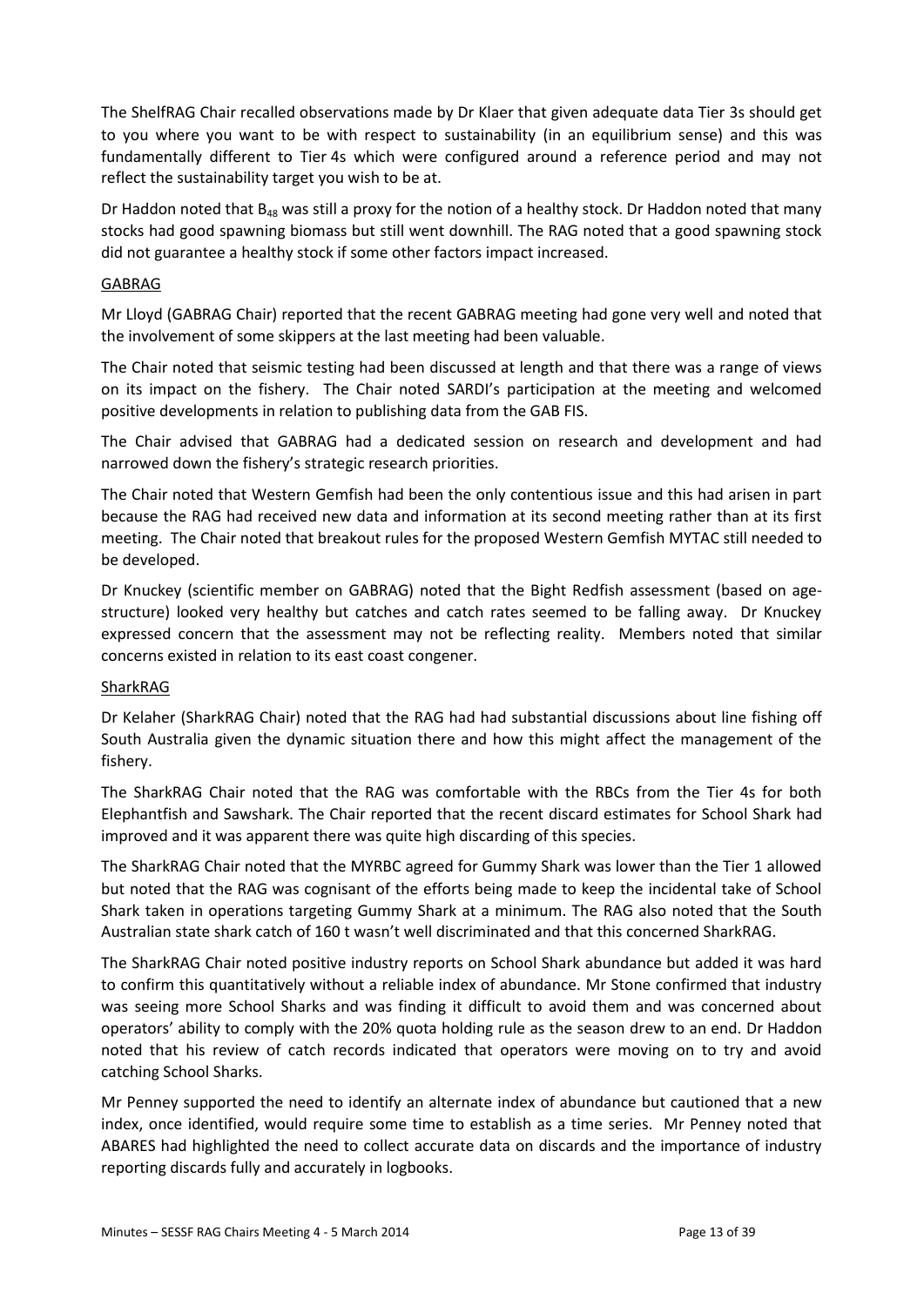The ShelfRAG Chair recalled observations made by Dr Klaer that given adequate data Tier 3s should get to you where you want to be with respect to sustainability (in an equilibrium sense) and this was fundamentally different to Tier 4s which were configured around a reference period and may not reflect the sustainability target you wish to be at.

Dr Haddon noted that $B_{48}$ was still a proxy for the notion of a healthy stock. Dr Haddon noted that many stocks had good spawning biomass but still went downhill. The RAG noted that a good spawning stock did not guarantee a healthy stock if some other factors impact increased.

GABRAG

Mr Lloyd (GABRAG Chair) reported that the recent GABRAG meeting had gone very well and noted that the involvement of some skippers at the last meeting had been valuable.

The Chair noted that seismic testing had been discussed at length and that there was a range of views on its impact on the fishery. The Chair noted SARDI's participation at the meeting and welcomed positive developments in relation to publishing data from the GAB FIS.

The Chair advised that GABRAG had a dedicated session on research and development and had narrowed down the fishery's strategic research priorities.

The Chair noted that Western Gemfish had been the only contentious issue and this had arisen in part because the RAG had received new data and information at its second meeting rather than at its first meeting. The Chair noted that breakout rules for the proposed Western Gemfish MYTAC still needed to be developed.

Dr Knuckey (scientific member on GABRAG) noted that the Bight Redfish assessment (based on age-structure) looked very healthy but catches and catch rates seemed to be falling away. Dr Knuckey expressed concern that the assessment may not be reflecting reality. Members noted that similar concerns existed in relation to its east coast congener.

SharkRAG

Dr Kelaher (SharkRAG Chair) noted that the RAG had had substantial discussions about line fishing off South Australia given the dynamic situation there and how this might affect the management of the fishery.

The SharkRAG Chair noted that the RAG was comfortable with the RBCs from the Tier 4s for both Elephantfish and Sawshark. The Chair reported that the recent discard estimates for School Shark had improved and it was apparent there was quite high discarding of this species.

The SharkRAG Chair noted that the MYRBC agreed for Gummy Shark was lower than the Tier 1 allowed but noted that the RAG was cognisant of the efforts being made to keep the incidental take of School Shark taken in operations targeting Gummy Shark at a minimum. The RAG also noted that the South Australian state shark catch of 160 t wasn't well discriminated and that this concerned SharkRAG.

The SharkRAG Chair noted positive industry reports on School Shark abundance but added it was hard to confirm this quantitatively without a reliable index of abundance. Mr Stone confirmed that industry was seeing more School Sharks and was finding it difficult to avoid them and was concerned about operators' ability to comply with the 20% quota holding rule as the season drew to an end. Dr Haddon noted that his review of catch records indicated that operators were moving on to try and avoid catching School Sharks.

Mr Penney supported the need to identify an alternate index of abundance but cautioned that a new index, once identified, would require some time to establish as a time series. Mr Penney noted that ABARES had highlighted the need to collect accurate data on discards and the importance of industry reporting discards fully and accurately in logbooks.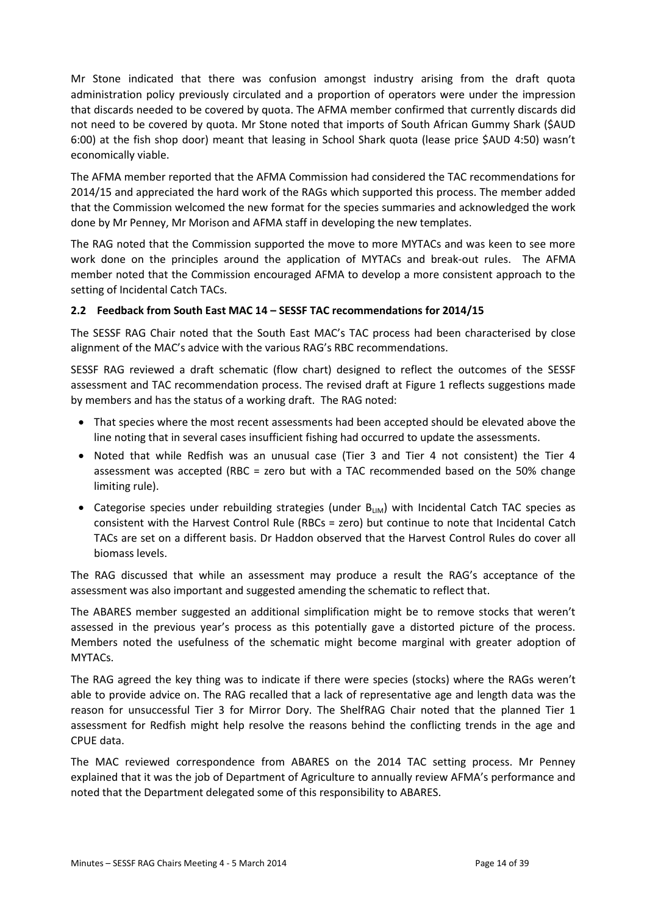Mr Stone indicated that there was confusion amongst industry arising from the draft quota administration policy previously circulated and a proportion of operators were under the impression that discards needed to be covered by quota. The AFMA member confirmed that currently discards did not need to be covered by quota. Mr Stone noted that imports of South African Gummy Shark ($AUD 6:00) at the fish shop door) meant that leasing in School Shark quota (lease price $AUD 4:50) wasn't economically viable.

The AFMA member reported that the AFMA Commission had considered the TAC recommendations for 2014/15 and appreciated the hard work of the RAGs which supported this process. The member added that the Commission welcomed the new format for the species summaries and acknowledged the work done by Mr Penney, Mr Morison and AFMA staff in developing the new templates.

The RAG noted that the Commission supported the move to more MYTACs and was keen to see more work done on the principles around the application of MYTACs and break-out rules. The AFMA member noted that the Commission encouraged AFMA to develop a more consistent approach to the setting of Incidental Catch TACs.

### 2.2 Feedback from South East MAC 14 – SESSF TAC recommendations for 2014/15

The SESSF RAG Chair noted that the South East MAC's TAC process had been characterised by close alignment of the MAC's advice with the various RAG's RBC recommendations.

SESSF RAG reviewed a draft schematic (flow chart) designed to reflect the outcomes of the SESSF assessment and TAC recommendation process. The revised draft at Figure 1 reflects suggestions made by members and has the status of a working draft. The RAG noted:

- That species where the most recent assessments had been accepted should be elevated above the line noting that in several cases insufficient fishing had occurred to update the assessments.
- Noted that while Redfish was an unusual case (Tier 3 and Tier 4 not consistent) the Tier 4 assessment was accepted (RBC = zero but with a TAC recommended based on the 50% change limiting rule).
- Categorise species under rebuilding strategies (under $B_{LIM}$) with Incidental Catch TAC species as consistent with the Harvest Control Rule (RBCs = zero) but continue to note that Incidental Catch TACs are set on a different basis. Dr Haddon observed that the Harvest Control Rules do cover all biomass levels.

The RAG discussed that while an assessment may produce a result the RAG's acceptance of the assessment was also important and suggested amending the schematic to reflect that.

The ABARES member suggested an additional simplification might be to remove stocks that weren't assessed in the previous year's process as this potentially gave a distorted picture of the process. Members noted the usefulness of the schematic might become marginal with greater adoption of MYTACs.

The RAG agreed the key thing was to indicate if there were species (stocks) where the RAGs weren't able to provide advice on. The RAG recalled that a lack of representative age and length data was the reason for unsuccessful Tier 3 for Mirror Dory. The ShelfRAG Chair noted that the planned Tier 1 assessment for Redfish might help resolve the reasons behind the conflicting trends in the age and CPUE data.

The MAC reviewed correspondence from ABARES on the 2014 TAC setting process. Mr Penney explained that it was the job of Department of Agriculture to annually review AFMA's performance and noted that the Department delegated some of this responsibility to ABARES.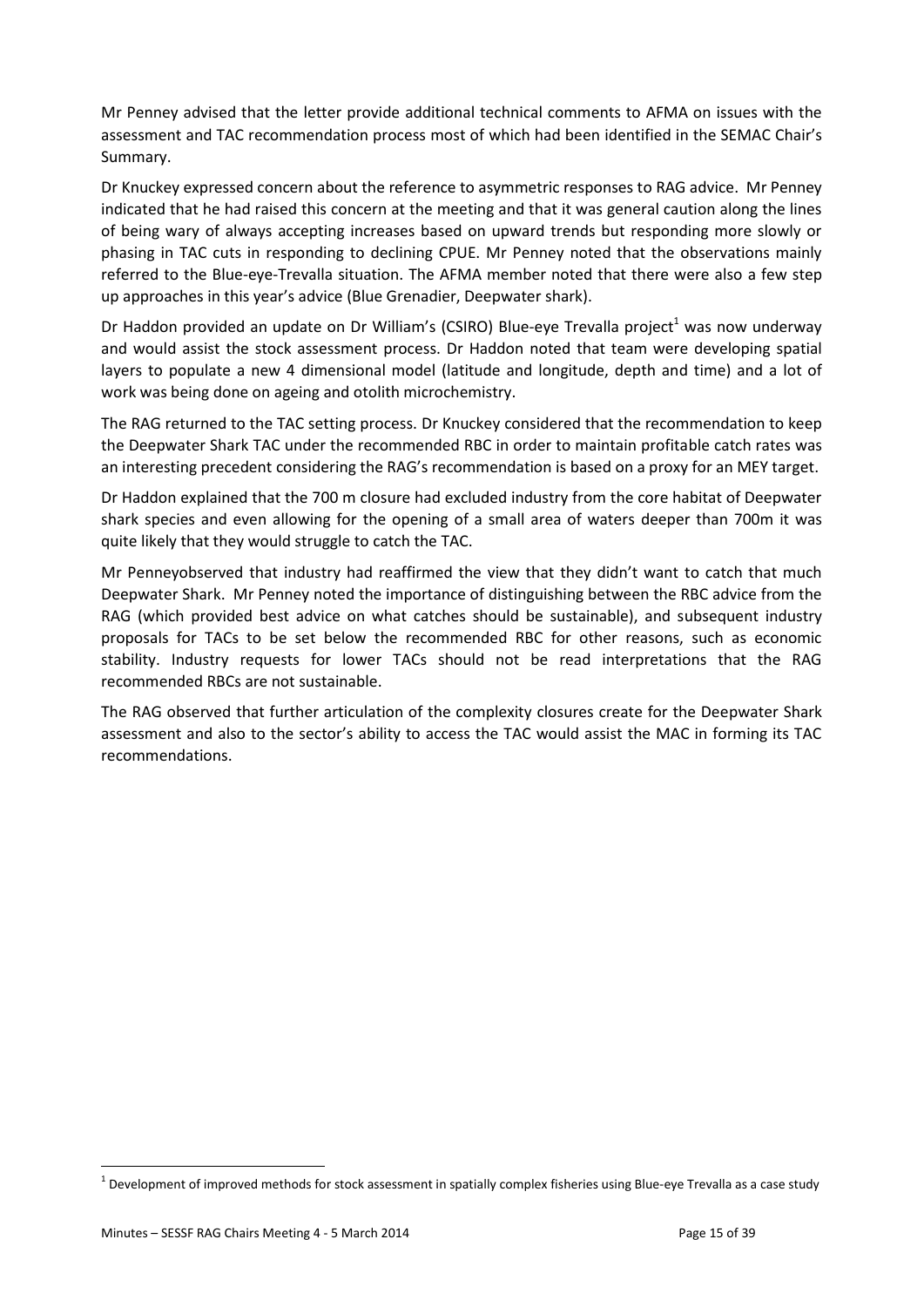Mr Penney advised that the letter provide additional technical comments to AFMA on issues with the assessment and TAC recommendation process most of which had been identified in the SEMAC Chair's Summary.

Dr Knuckey expressed concern about the reference to asymmetric responses to RAG advice. Mr Penney indicated that he had raised this concern at the meeting and that it was general caution along the lines of being wary of always accepting increases based on upward trends but responding more slowly or phasing in TAC cuts in responding to declining CPUE. Mr Penney noted that the observations mainly referred to the Blue-eye-Trevalla situation. The AFMA member noted that there were also a few step up approaches in this year's advice (Blue Grenadier, Deepwater shark).

Dr Haddon provided an update on Dr William's (CSIRO) Blue-eye Trevalla project[1] was now underway and would assist the stock assessment process. Dr Haddon noted that team were developing spatial layers to populate a new 4 dimensional model (latitude and longitude, depth and time) and a lot of work was being done on ageing and otolith microchemistry.

The RAG returned to the TAC setting process. Dr Knuckey considered that the recommendation to keep the Deepwater Shark TAC under the recommended RBC in order to maintain profitable catch rates was an interesting precedent considering the RAG's recommendation is based on a proxy for an MEY target.

Dr Haddon explained that the 700 m closure had excluded industry from the core habitat of Deepwater shark species and even allowing for the opening of a small area of waters deeper than 700m it was quite likely that they would struggle to catch the TAC.

Mr Penneyobserved that industry had reaffirmed the view that they didn't want to catch that much Deepwater Shark. Mr Penney noted the importance of distinguishing between the RBC advice from the RAG (which provided best advice on what catches should be sustainable), and subsequent industry proposals for TACs to be set below the recommended RBC for other reasons, such as economic stability. Industry requests for lower TACs should not be read interpretations that the RAG recommended RBCs are not sustainable.

The RAG observed that further articulation of the complexity closures create for the Deepwater Shark assessment and also to the sector's ability to access the TAC would assist the MAC in forming its TAC recommendations.

[1] Development of improved methods for stock assessment in spatially complex fisheries using Blue-eye Trevalla as a case study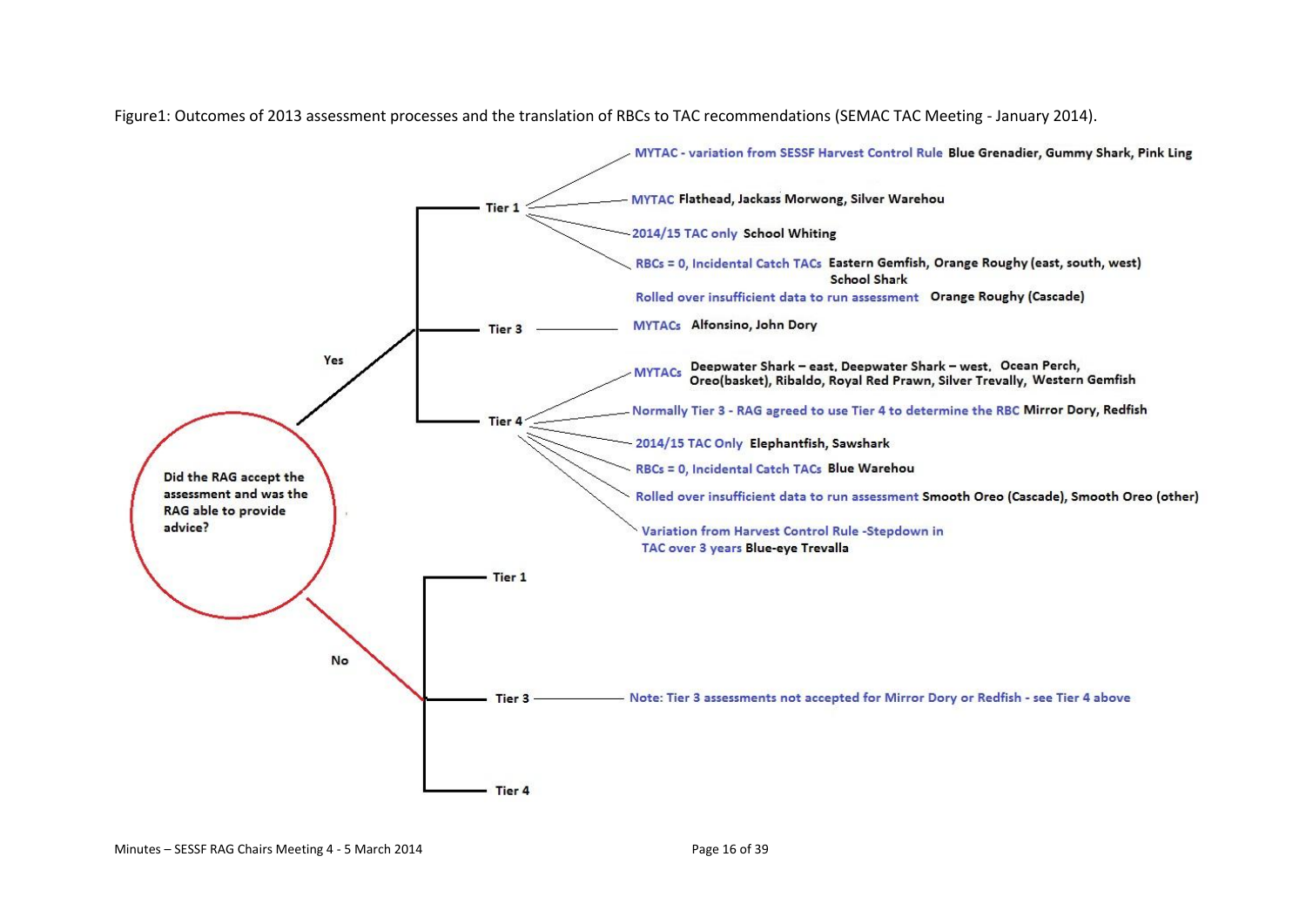Figure1: Outcomes of 2013 assessment processes and the translation of RBCs to TAC recommendations (SEMAC TAC Meeting - January 2014).

**Did the RAG accept the assessment and was the RAG able to provide advice?**

**Yes**

- **Tier 1**
  - MYTAC - variation from SESSF Harvest Control Rule **Blue Grenadier, Gummy Shark, Pink Ling**
  - MYTAC **Flathead, Jackass Morwong, Silver Warehou**
  - 2014/15 TAC only **School Whiting**
  - RBCs = 0, Incidental Catch TACs **Eastern Gemfish, Orange Roughy (east, south, west) School Shark**
  - Rolled over insufficient data to run assessment **Orange Roughy (Cascade)**
- **Tier 3**
  - MYTACs **Alfonsino, John Dory**
- **Tier 4**
  - MYTACs **Deepwater Shark – east, Deepwater Shark – west, Ocean Perch, Oreo(basket), Ribaldo, Royal Red Prawn, Silver Trevally, Western Gemfish**
  - Normally Tier 3 - RAG agreed to use Tier 4 to determine the RBC **Mirror Dory, Redfish**
  - 2014/15 TAC Only **Elephantfish, Sawshark**
  - RBCs = 0, Incidental Catch TACs **Blue Warehou**
  - Rolled over insufficient data to run assessment **Smooth Oreo (Cascade), Smooth Oreo (other)**
  - Variation from Harvest Control Rule -Stepdown in TAC over 3 years **Blue-eye Trevalla**

**No**

- **Tier 1**
- **Tier 3**
  - Note: Tier 3 assessments not accepted for Mirror Dory or Redfish - see Tier 4 above
- **Tier 4**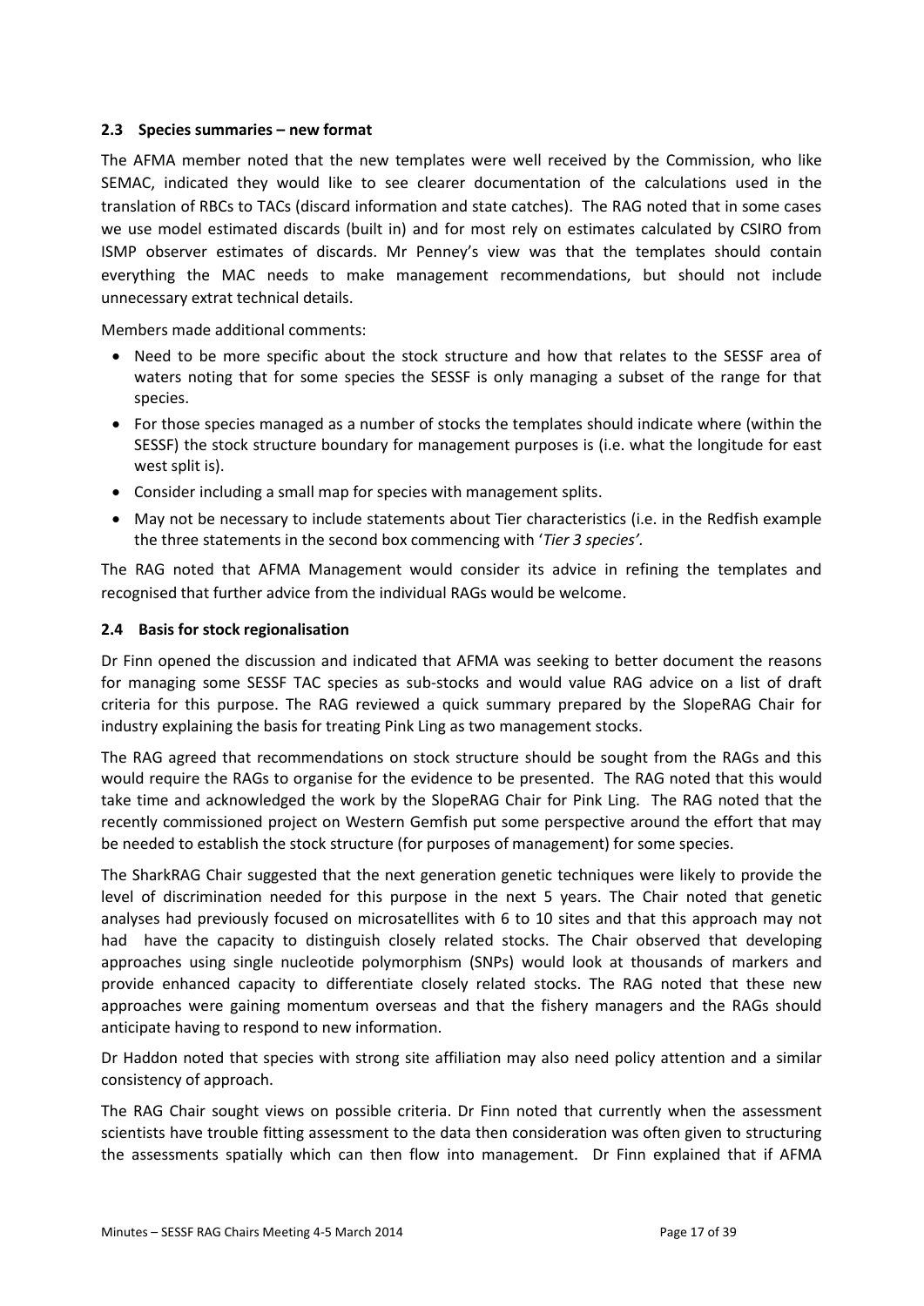### 2.3 Species summaries – new format

The AFMA member noted that the new templates were well received by the Commission, who like SEMAC, indicated they would like to see clearer documentation of the calculations used in the translation of RBCs to TACs (discard information and state catches). The RAG noted that in some cases we use model estimated discards (built in) and for most rely on estimates calculated by CSIRO from ISMP observer estimates of discards. Mr Penney's view was that the templates should contain everything the MAC needs to make management recommendations, but should not include unnecessary extrat technical details.

Members made additional comments:

- Need to be more specific about the stock structure and how that relates to the SESSF area of waters noting that for some species the SESSF is only managing a subset of the range for that species.
- For those species managed as a number of stocks the templates should indicate where (within the SESSF) the stock structure boundary for management purposes is (i.e. what the longitude for east west split is).
- Consider including a small map for species with management splits.
- May not be necessary to include statements about Tier characteristics (i.e. in the Redfish example the three statements in the second box commencing with '*Tier 3 species'*.

The RAG noted that AFMA Management would consider its advice in refining the templates and recognised that further advice from the individual RAGs would be welcome.

### 2.4 Basis for stock regionalisation

Dr Finn opened the discussion and indicated that AFMA was seeking to better document the reasons for managing some SESSF TAC species as sub-stocks and would value RAG advice on a list of draft criteria for this purpose. The RAG reviewed a quick summary prepared by the SlopeRAG Chair for industry explaining the basis for treating Pink Ling as two management stocks.

The RAG agreed that recommendations on stock structure should be sought from the RAGs and this would require the RAGs to organise for the evidence to be presented. The RAG noted that this would take time and acknowledged the work by the SlopeRAG Chair for Pink Ling. The RAG noted that the recently commissioned project on Western Gemfish put some perspective around the effort that may be needed to establish the stock structure (for purposes of management) for some species.

The SharkRAG Chair suggested that the next generation genetic techniques were likely to provide the level of discrimination needed for this purpose in the next 5 years. The Chair noted that genetic analyses had previously focused on microsatellites with 6 to 10 sites and that this approach may not had have the capacity to distinguish closely related stocks. The Chair observed that developing approaches using single nucleotide polymorphism (SNPs) would look at thousands of markers and provide enhanced capacity to differentiate closely related stocks. The RAG noted that these new approaches were gaining momentum overseas and that the fishery managers and the RAGs should anticipate having to respond to new information.

Dr Haddon noted that species with strong site affiliation may also need policy attention and a similar consistency of approach.

The RAG Chair sought views on possible criteria. Dr Finn noted that currently when the assessment scientists have trouble fitting assessment to the data then consideration was often given to structuring the assessments spatially which can then flow into management. Dr Finn explained that if AFMA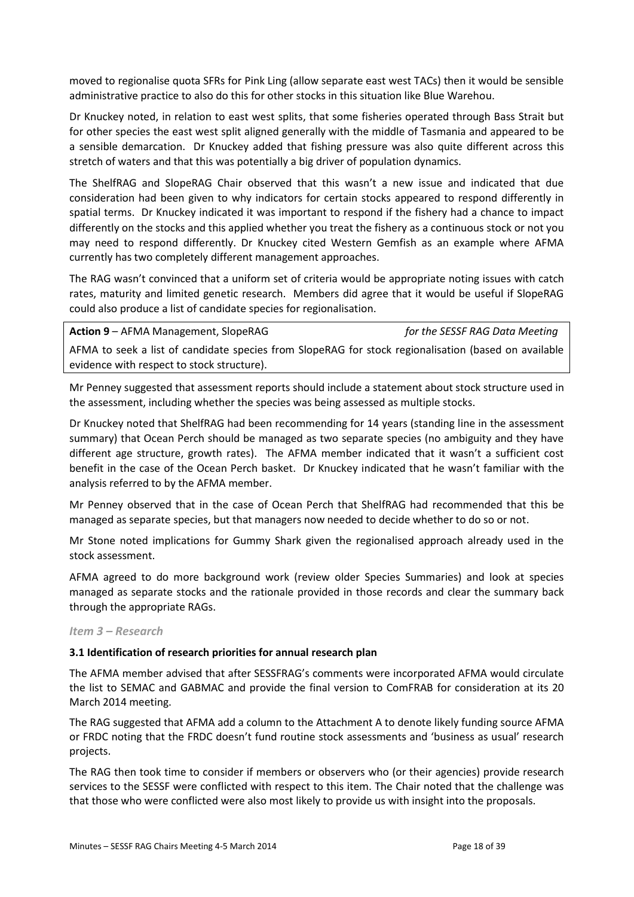moved to regionalise quota SFRs for Pink Ling (allow separate east west TACs) then it would be sensible administrative practice to also do this for other stocks in this situation like Blue Warehou.

Dr Knuckey noted, in relation to east west splits, that some fisheries operated through Bass Strait but for other species the east west split aligned generally with the middle of Tasmania and appeared to be a sensible demarcation. Dr Knuckey added that fishing pressure was also quite different across this stretch of waters and that this was potentially a big driver of population dynamics.

The ShelfRAG and SlopeRAG Chair observed that this wasn't a new issue and indicated that due consideration had been given to why indicators for certain stocks appeared to respond differently in spatial terms. Dr Knuckey indicated it was important to respond if the fishery had a chance to impact differently on the stocks and this applied whether you treat the fishery as a continuous stock or not you may need to respond differently. Dr Knuckey cited Western Gemfish as an example where AFMA currently has two completely different management approaches.

The RAG wasn't convinced that a uniform set of criteria would be appropriate noting issues with catch rates, maturity and limited genetic research. Members did agree that it would be useful if SlopeRAG could also produce a list of candidate species for regionalisation.

**Action 9** – AFMA Management, SlopeRAG *for the SESSF RAG Data Meeting*

AFMA to seek a list of candidate species from SlopeRAG for stock regionalisation (based on available evidence with respect to stock structure).

Mr Penney suggested that assessment reports should include a statement about stock structure used in the assessment, including whether the species was being assessed as multiple stocks.

Dr Knuckey noted that ShelfRAG had been recommending for 14 years (standing line in the assessment summary) that Ocean Perch should be managed as two separate species (no ambiguity and they have different age structure, growth rates). The AFMA member indicated that it wasn't a sufficient cost benefit in the case of the Ocean Perch basket. Dr Knuckey indicated that he wasn't familiar with the analysis referred to by the AFMA member.

Mr Penney observed that in the case of Ocean Perch that ShelfRAG had recommended that this be managed as separate species, but that managers now needed to decide whether to do so or not.

Mr Stone noted implications for Gummy Shark given the regionalised approach already used in the stock assessment.

AFMA agreed to do more background work (review older Species Summaries) and look at species managed as separate stocks and the rationale provided in those records and clear the summary back through the appropriate RAGs.

### *Item 3 – Research*

#### 3.1 Identification of research priorities for annual research plan

The AFMA member advised that after SESSFRAG's comments were incorporated AFMA would circulate the list to SEMAC and GABMAC and provide the final version to ComFRAB for consideration at its 20 March 2014 meeting.

The RAG suggested that AFMA add a column to the Attachment A to denote likely funding source AFMA or FRDC noting that the FRDC doesn't fund routine stock assessments and 'business as usual' research projects.

The RAG then took time to consider if members or observers who (or their agencies) provide research services to the SESSF were conflicted with respect to this item. The Chair noted that the challenge was that those who were conflicted were also most likely to provide us with insight into the proposals.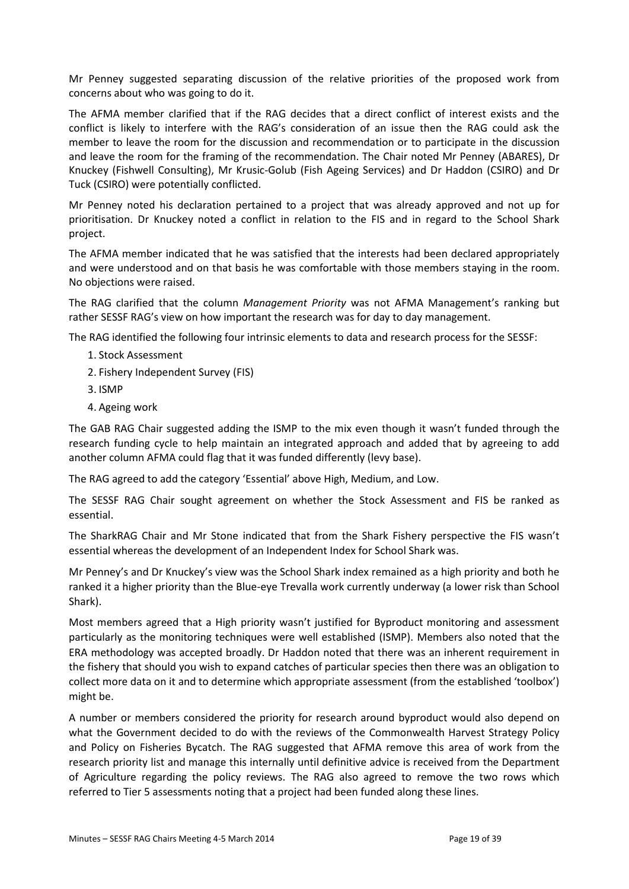Mr Penney suggested separating discussion of the relative priorities of the proposed work from concerns about who was going to do it.

The AFMA member clarified that if the RAG decides that a direct conflict of interest exists and the conflict is likely to interfere with the RAG's consideration of an issue then the RAG could ask the member to leave the room for the discussion and recommendation or to participate in the discussion and leave the room for the framing of the recommendation. The Chair noted Mr Penney (ABARES), Dr Knuckey (Fishwell Consulting), Mr Krusic-Golub (Fish Ageing Services) and Dr Haddon (CSIRO) and Dr Tuck (CSIRO) were potentially conflicted.

Mr Penney noted his declaration pertained to a project that was already approved and not up for prioritisation. Dr Knuckey noted a conflict in relation to the FIS and in regard to the School Shark project.

The AFMA member indicated that he was satisfied that the interests had been declared appropriately and were understood and on that basis he was comfortable with those members staying in the room. No objections were raised.

The RAG clarified that the column *Management Priority* was not AFMA Management's ranking but rather SESSF RAG's view on how important the research was for day to day management.

The RAG identified the following four intrinsic elements to data and research process for the SESSF:

1. Stock Assessment
2. Fishery Independent Survey (FIS)
3. ISMP
4. Ageing work

The GAB RAG Chair suggested adding the ISMP to the mix even though it wasn't funded through the research funding cycle to help maintain an integrated approach and added that by agreeing to add another column AFMA could flag that it was funded differently (levy base).

The RAG agreed to add the category 'Essential' above High, Medium, and Low.

The SESSF RAG Chair sought agreement on whether the Stock Assessment and FIS be ranked as essential.

The SharkRAG Chair and Mr Stone indicated that from the Shark Fishery perspective the FIS wasn't essential whereas the development of an Independent Index for School Shark was.

Mr Penney's and Dr Knuckey's view was the School Shark index remained as a high priority and both he ranked it a higher priority than the Blue-eye Trevalla work currently underway (a lower risk than School Shark).

Most members agreed that a High priority wasn't justified for Byproduct monitoring and assessment particularly as the monitoring techniques were well established (ISMP). Members also noted that the ERA methodology was accepted broadly. Dr Haddon noted that there was an inherent requirement in the fishery that should you wish to expand catches of particular species then there was an obligation to collect more data on it and to determine which appropriate assessment (from the established 'toolbox') might be.

A number or members considered the priority for research around byproduct would also depend on what the Government decided to do with the reviews of the Commonwealth Harvest Strategy Policy and Policy on Fisheries Bycatch. The RAG suggested that AFMA remove this area of work from the research priority list and manage this internally until definitive advice is received from the Department of Agriculture regarding the policy reviews. The RAG also agreed to remove the two rows which referred to Tier 5 assessments noting that a project had been funded along these lines.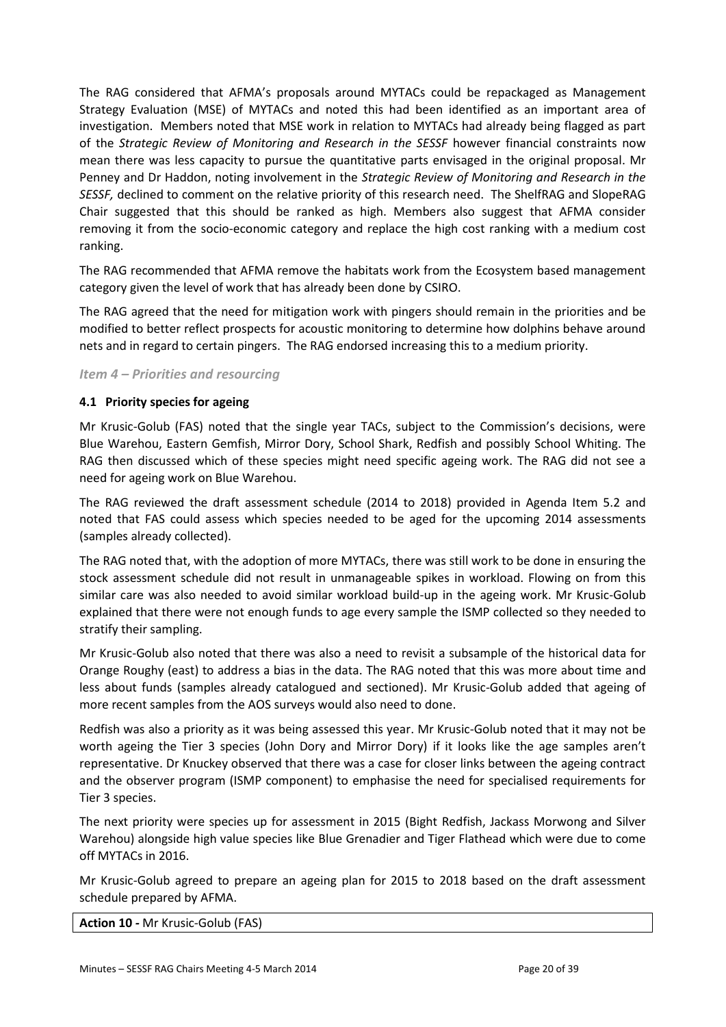The RAG considered that AFMA's proposals around MYTACs could be repackaged as Management Strategy Evaluation (MSE) of MYTACs and noted this had been identified as an important area of investigation. Members noted that MSE work in relation to MYTACs had already being flagged as part of the *Strategic Review of Monitoring and Research in the SESSF* however financial constraints now mean there was less capacity to pursue the quantitative parts envisaged in the original proposal. Mr Penney and Dr Haddon, noting involvement in the *Strategic Review of Monitoring and Research in the SESSF,* declined to comment on the relative priority of this research need. The ShelfRAG and SlopeRAG Chair suggested that this should be ranked as high. Members also suggest that AFMA consider removing it from the socio-economic category and replace the high cost ranking with a medium cost ranking.

The RAG recommended that AFMA remove the habitats work from the Ecosystem based management category given the level of work that has already been done by CSIRO.

The RAG agreed that the need for mitigation work with pingers should remain in the priorities and be modified to better reflect prospects for acoustic monitoring to determine how dolphins behave around nets and in regard to certain pingers. The RAG endorsed increasing this to a medium priority.

## *Item 4 – Priorities and resourcing*

### 4.1 Priority species for ageing

Mr Krusic-Golub (FAS) noted that the single year TACs, subject to the Commission's decisions, were Blue Warehou, Eastern Gemfish, Mirror Dory, School Shark, Redfish and possibly School Whiting. The RAG then discussed which of these species might need specific ageing work. The RAG did not see a need for ageing work on Blue Warehou.

The RAG reviewed the draft assessment schedule (2014 to 2018) provided in Agenda Item 5.2 and noted that FAS could assess which species needed to be aged for the upcoming 2014 assessments (samples already collected).

The RAG noted that, with the adoption of more MYTACs, there was still work to be done in ensuring the stock assessment schedule did not result in unmanageable spikes in workload. Flowing on from this similar care was also needed to avoid similar workload build-up in the ageing work. Mr Krusic-Golub explained that there were not enough funds to age every sample the ISMP collected so they needed to stratify their sampling.

Mr Krusic-Golub also noted that there was also a need to revisit a subsample of the historical data for Orange Roughy (east) to address a bias in the data. The RAG noted that this was more about time and less about funds (samples already catalogued and sectioned). Mr Krusic-Golub added that ageing of more recent samples from the AOS surveys would also need to done.

Redfish was also a priority as it was being assessed this year. Mr Krusic-Golub noted that it may not be worth ageing the Tier 3 species (John Dory and Mirror Dory) if it looks like the age samples aren't representative. Dr Knuckey observed that there was a case for closer links between the ageing contract and the observer program (ISMP component) to emphasise the need for specialised requirements for Tier 3 species.

The next priority were species up for assessment in 2015 (Bight Redfish, Jackass Morwong and Silver Warehou) alongside high value species like Blue Grenadier and Tiger Flathead which were due to come off MYTACs in 2016.

Mr Krusic-Golub agreed to prepare an ageing plan for 2015 to 2018 based on the draft assessment schedule prepared by AFMA.

| **Action 10 -** Mr Krusic-Golub (FAS) |
|---|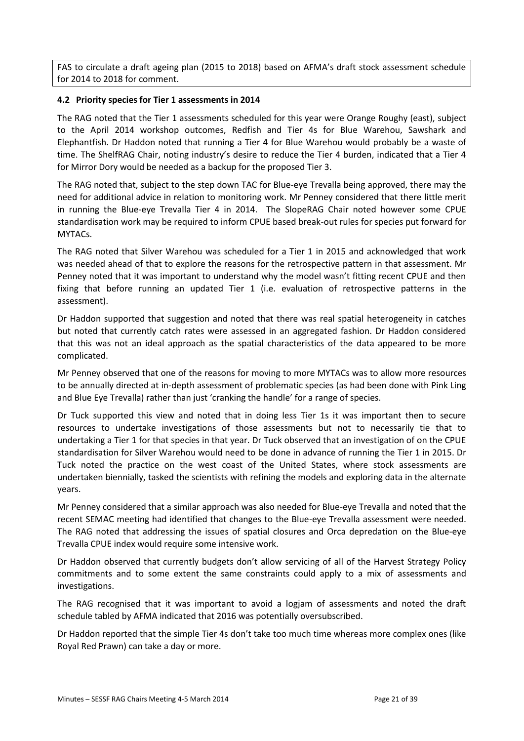FAS to circulate a draft ageing plan (2015 to 2018) based on AFMA's draft stock assessment schedule for 2014 to 2018 for comment.

### 4.2 Priority species for Tier 1 assessments in 2014

The RAG noted that the Tier 1 assessments scheduled for this year were Orange Roughy (east), subject to the April 2014 workshop outcomes, Redfish and Tier 4s for Blue Warehou, Sawshark and Elephantfish. Dr Haddon noted that running a Tier 4 for Blue Warehou would probably be a waste of time. The ShelfRAG Chair, noting industry's desire to reduce the Tier 4 burden, indicated that a Tier 4 for Mirror Dory would be needed as a backup for the proposed Tier 3.

The RAG noted that, subject to the step down TAC for Blue-eye Trevalla being approved, there may the need for additional advice in relation to monitoring work. Mr Penney considered that there little merit in running the Blue-eye Trevalla Tier 4 in 2014. The SlopeRAG Chair noted however some CPUE standardisation work may be required to inform CPUE based break-out rules for species put forward for MYTACs.

The RAG noted that Silver Warehou was scheduled for a Tier 1 in 2015 and acknowledged that work was needed ahead of that to explore the reasons for the retrospective pattern in that assessment. Mr Penney noted that it was important to understand why the model wasn't fitting recent CPUE and then fixing that before running an updated Tier 1 (i.e. evaluation of retrospective patterns in the assessment).

Dr Haddon supported that suggestion and noted that there was real spatial heterogeneity in catches but noted that currently catch rates were assessed in an aggregated fashion. Dr Haddon considered that this was not an ideal approach as the spatial characteristics of the data appeared to be more complicated.

Mr Penney observed that one of the reasons for moving to more MYTACs was to allow more resources to be annually directed at in-depth assessment of problematic species (as had been done with Pink Ling and Blue Eye Trevalla) rather than just 'cranking the handle' for a range of species.

Dr Tuck supported this view and noted that in doing less Tier 1s it was important then to secure resources to undertake investigations of those assessments but not to necessarily tie that to undertaking a Tier 1 for that species in that year. Dr Tuck observed that an investigation of on the CPUE standardisation for Silver Warehou would need to be done in advance of running the Tier 1 in 2015. Dr Tuck noted the practice on the west coast of the United States, where stock assessments are undertaken biennially, tasked the scientists with refining the models and exploring data in the alternate years.

Mr Penney considered that a similar approach was also needed for Blue-eye Trevalla and noted that the recent SEMAC meeting had identified that changes to the Blue-eye Trevalla assessment were needed. The RAG noted that addressing the issues of spatial closures and Orca depredation on the Blue-eye Trevalla CPUE index would require some intensive work.

Dr Haddon observed that currently budgets don't allow servicing of all of the Harvest Strategy Policy commitments and to some extent the same constraints could apply to a mix of assessments and investigations.

The RAG recognised that it was important to avoid a logjam of assessments and noted the draft schedule tabled by AFMA indicated that 2016 was potentially oversubscribed.

Dr Haddon reported that the simple Tier 4s don't take too much time whereas more complex ones (like Royal Red Prawn) can take a day or more.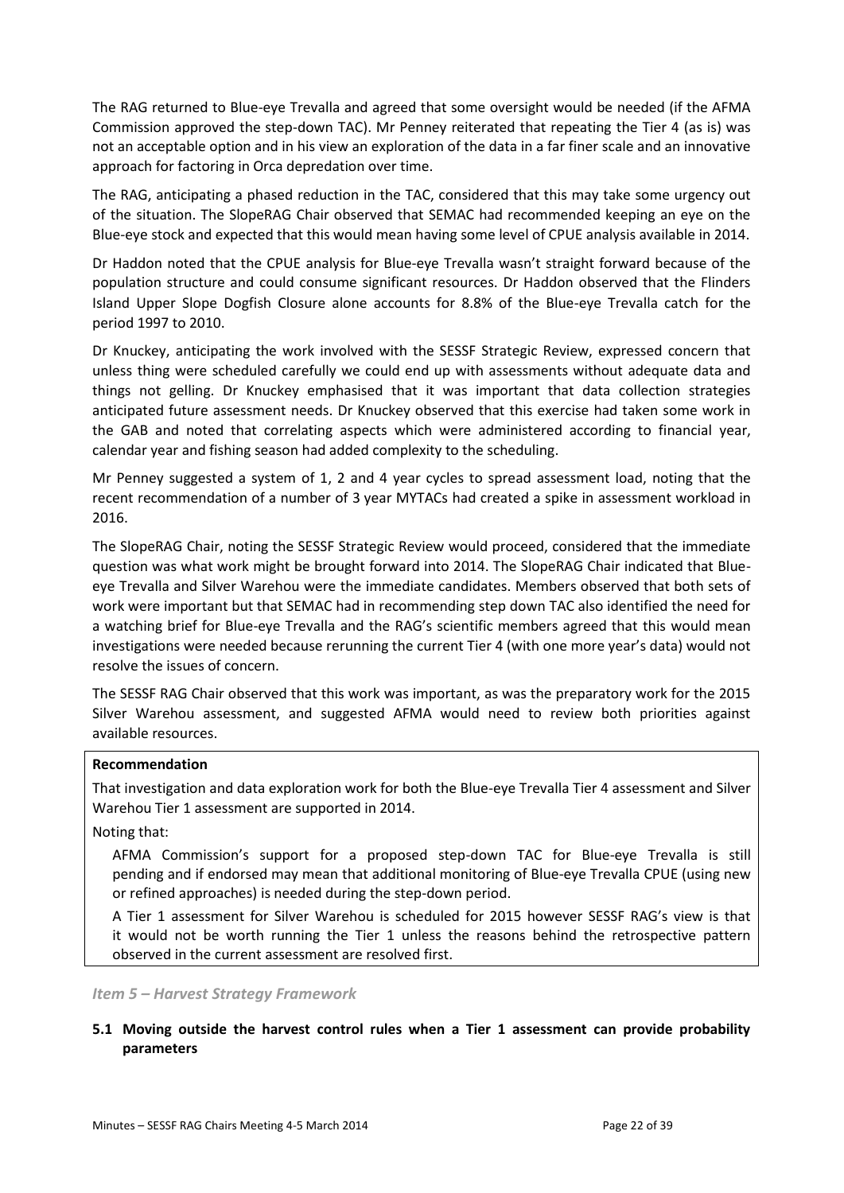The RAG returned to Blue-eye Trevalla and agreed that some oversight would be needed (if the AFMA Commission approved the step-down TAC). Mr Penney reiterated that repeating the Tier 4 (as is) was not an acceptable option and in his view an exploration of the data in a far finer scale and an innovative approach for factoring in Orca depredation over time.

The RAG, anticipating a phased reduction in the TAC, considered that this may take some urgency out of the situation. The SlopeRAG Chair observed that SEMAC had recommended keeping an eye on the Blue-eye stock and expected that this would mean having some level of CPUE analysis available in 2014.

Dr Haddon noted that the CPUE analysis for Blue-eye Trevalla wasn't straight forward because of the population structure and could consume significant resources. Dr Haddon observed that the Flinders Island Upper Slope Dogfish Closure alone accounts for 8.8% of the Blue-eye Trevalla catch for the period 1997 to 2010.

Dr Knuckey, anticipating the work involved with the SESSF Strategic Review, expressed concern that unless thing were scheduled carefully we could end up with assessments without adequate data and things not gelling. Dr Knuckey emphasised that it was important that data collection strategies anticipated future assessment needs. Dr Knuckey observed that this exercise had taken some work in the GAB and noted that correlating aspects which were administered according to financial year, calendar year and fishing season had added complexity to the scheduling.

Mr Penney suggested a system of 1, 2 and 4 year cycles to spread assessment load, noting that the recent recommendation of a number of 3 year MYTACs had created a spike in assessment workload in 2016.

The SlopeRAG Chair, noting the SESSF Strategic Review would proceed, considered that the immediate question was what work might be brought forward into 2014. The SlopeRAG Chair indicated that Blue-eye Trevalla and Silver Warehou were the immediate candidates. Members observed that both sets of work were important but that SEMAC had in recommending step down TAC also identified the need for a watching brief for Blue-eye Trevalla and the RAG's scientific members agreed that this would mean investigations were needed because rerunning the current Tier 4 (with one more year's data) would not resolve the issues of concern.

The SESSF RAG Chair observed that this work was important, as was the preparatory work for the 2015 Silver Warehou assessment, and suggested AFMA would need to review both priorities against available resources.

**Recommendation**

That investigation and data exploration work for both the Blue-eye Trevalla Tier 4 assessment and Silver Warehou Tier 1 assessment are supported in 2014.

Noting that:

AFMA Commission's support for a proposed step-down TAC for Blue-eye Trevalla is still pending and if endorsed may mean that additional monitoring of Blue-eye Trevalla CPUE (using new or refined approaches) is needed during the step-down period.

A Tier 1 assessment for Silver Warehou is scheduled for 2015 however SESSF RAG's view is that it would not be worth running the Tier 1 unless the reasons behind the retrospective pattern observed in the current assessment are resolved first.

### *Item 5 – Harvest Strategy Framework*

#### 5.1 Moving outside the harvest control rules when a Tier 1 assessment can provide probability parameters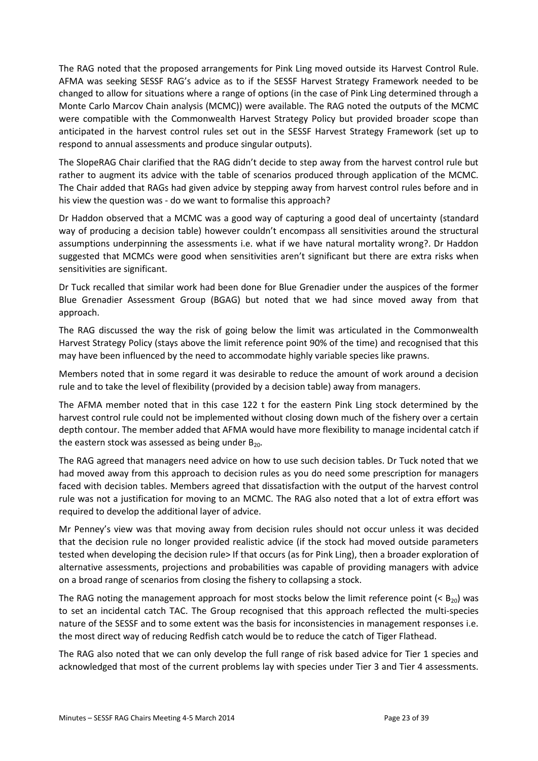The RAG noted that the proposed arrangements for Pink Ling moved outside its Harvest Control Rule. AFMA was seeking SESSF RAG's advice as to if the SESSF Harvest Strategy Framework needed to be changed to allow for situations where a range of options (in the case of Pink Ling determined through a Monte Carlo Marcov Chain analysis (MCMC)) were available. The RAG noted the outputs of the MCMC were compatible with the Commonwealth Harvest Strategy Policy but provided broader scope than anticipated in the harvest control rules set out in the SESSF Harvest Strategy Framework (set up to respond to annual assessments and produce singular outputs).

The SlopeRAG Chair clarified that the RAG didn't decide to step away from the harvest control rule but rather to augment its advice with the table of scenarios produced through application of the MCMC. The Chair added that RAGs had given advice by stepping away from harvest control rules before and in his view the question was - do we want to formalise this approach?

Dr Haddon observed that a MCMC was a good way of capturing a good deal of uncertainty (standard way of producing a decision table) however couldn't encompass all sensitivities around the structural assumptions underpinning the assessments i.e. what if we have natural mortality wrong?. Dr Haddon suggested that MCMCs were good when sensitivities aren't significant but there are extra risks when sensitivities are significant.

Dr Tuck recalled that similar work had been done for Blue Grenadier under the auspices of the former Blue Grenadier Assessment Group (BGAG) but noted that we had since moved away from that approach.

The RAG discussed the way the risk of going below the limit was articulated in the Commonwealth Harvest Strategy Policy (stays above the limit reference point 90% of the time) and recognised that this may have been influenced by the need to accommodate highly variable species like prawns.

Members noted that in some regard it was desirable to reduce the amount of work around a decision rule and to take the level of flexibility (provided by a decision table) away from managers.

The AFMA member noted that in this case 122 t for the eastern Pink Ling stock determined by the harvest control rule could not be implemented without closing down much of the fishery over a certain depth contour. The member added that AFMA would have more flexibility to manage incidental catch if the eastern stock was assessed as being under $B_{20}$.

The RAG agreed that managers need advice on how to use such decision tables. Dr Tuck noted that we had moved away from this approach to decision rules as you do need some prescription for managers faced with decision tables. Members agreed that dissatisfaction with the output of the harvest control rule was not a justification for moving to an MCMC. The RAG also noted that a lot of extra effort was required to develop the additional layer of advice.

Mr Penney's view was that moving away from decision rules should not occur unless it was decided that the decision rule no longer provided realistic advice (if the stock had moved outside parameters tested when developing the decision rule> If that occurs (as for Pink Ling), then a broader exploration of alternative assessments, projections and probabilities was capable of providing managers with advice on a broad range of scenarios from closing the fishery to collapsing a stock.

The RAG noting the management approach for most stocks below the limit reference point ($< B_{20}$) was to set an incidental catch TAC. The Group recognised that this approach reflected the multi-species nature of the SESSF and to some extent was the basis for inconsistencies in management responses i.e. the most direct way of reducing Redfish catch would be to reduce the catch of Tiger Flathead.

The RAG also noted that we can only develop the full range of risk based advice for Tier 1 species and acknowledged that most of the current problems lay with species under Tier 3 and Tier 4 assessments.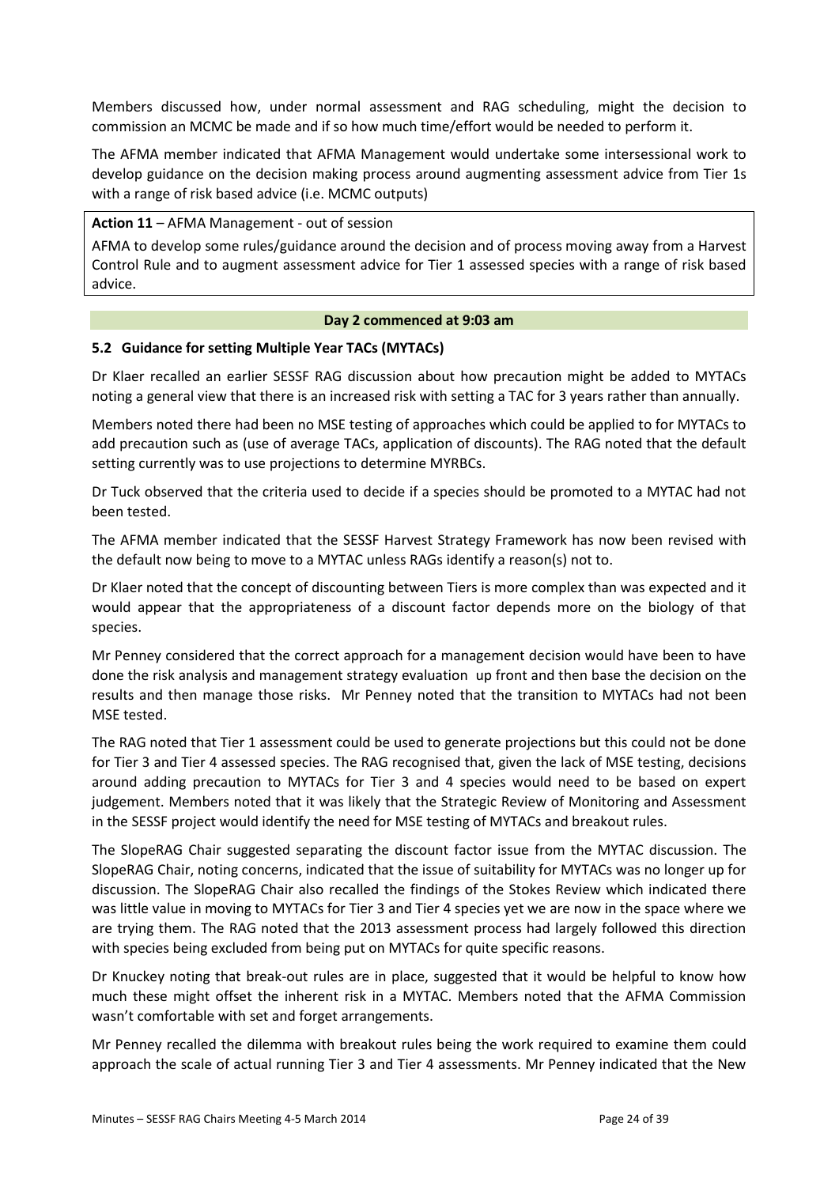Members discussed how, under normal assessment and RAG scheduling, might the decision to commission an MCMC be made and if so how much time/effort would be needed to perform it.

The AFMA member indicated that AFMA Management would undertake some intersessional work to develop guidance on the decision making process around augmenting assessment advice from Tier 1s with a range of risk based advice (i.e. MCMC outputs)

**Action 11** – AFMA Management - out of session

AFMA to develop some rules/guidance around the decision and of process moving away from a Harvest Control Rule and to augment assessment advice for Tier 1 assessed species with a range of risk based advice.

**Day 2 commenced at 9:03 am**

### 5.2 Guidance for setting Multiple Year TACs (MYTACs)

Dr Klaer recalled an earlier SESSF RAG discussion about how precaution might be added to MYTACs noting a general view that there is an increased risk with setting a TAC for 3 years rather than annually.

Members noted there had been no MSE testing of approaches which could be applied to for MYTACs to add precaution such as (use of average TACs, application of discounts). The RAG noted that the default setting currently was to use projections to determine MYRBCs.

Dr Tuck observed that the criteria used to decide if a species should be promoted to a MYTAC had not been tested.

The AFMA member indicated that the SESSF Harvest Strategy Framework has now been revised with the default now being to move to a MYTAC unless RAGs identify a reason(s) not to.

Dr Klaer noted that the concept of discounting between Tiers is more complex than was expected and it would appear that the appropriateness of a discount factor depends more on the biology of that species.

Mr Penney considered that the correct approach for a management decision would have been to have done the risk analysis and management strategy evaluation up front and then base the decision on the results and then manage those risks. Mr Penney noted that the transition to MYTACs had not been MSE tested.

The RAG noted that Tier 1 assessment could be used to generate projections but this could not be done for Tier 3 and Tier 4 assessed species. The RAG recognised that, given the lack of MSE testing, decisions around adding precaution to MYTACs for Tier 3 and 4 species would need to be based on expert judgement. Members noted that it was likely that the Strategic Review of Monitoring and Assessment in the SESSF project would identify the need for MSE testing of MYTACs and breakout rules.

The SlopeRAG Chair suggested separating the discount factor issue from the MYTAC discussion. The SlopeRAG Chair, noting concerns, indicated that the issue of suitability for MYTACs was no longer up for discussion. The SlopeRAG Chair also recalled the findings of the Stokes Review which indicated there was little value in moving to MYTACs for Tier 3 and Tier 4 species yet we are now in the space where we are trying them. The RAG noted that the 2013 assessment process had largely followed this direction with species being excluded from being put on MYTACs for quite specific reasons.

Dr Knuckey noting that break-out rules are in place, suggested that it would be helpful to know how much these might offset the inherent risk in a MYTAC. Members noted that the AFMA Commission wasn't comfortable with set and forget arrangements.

Mr Penney recalled the dilemma with breakout rules being the work required to examine them could approach the scale of actual running Tier 3 and Tier 4 assessments. Mr Penney indicated that the New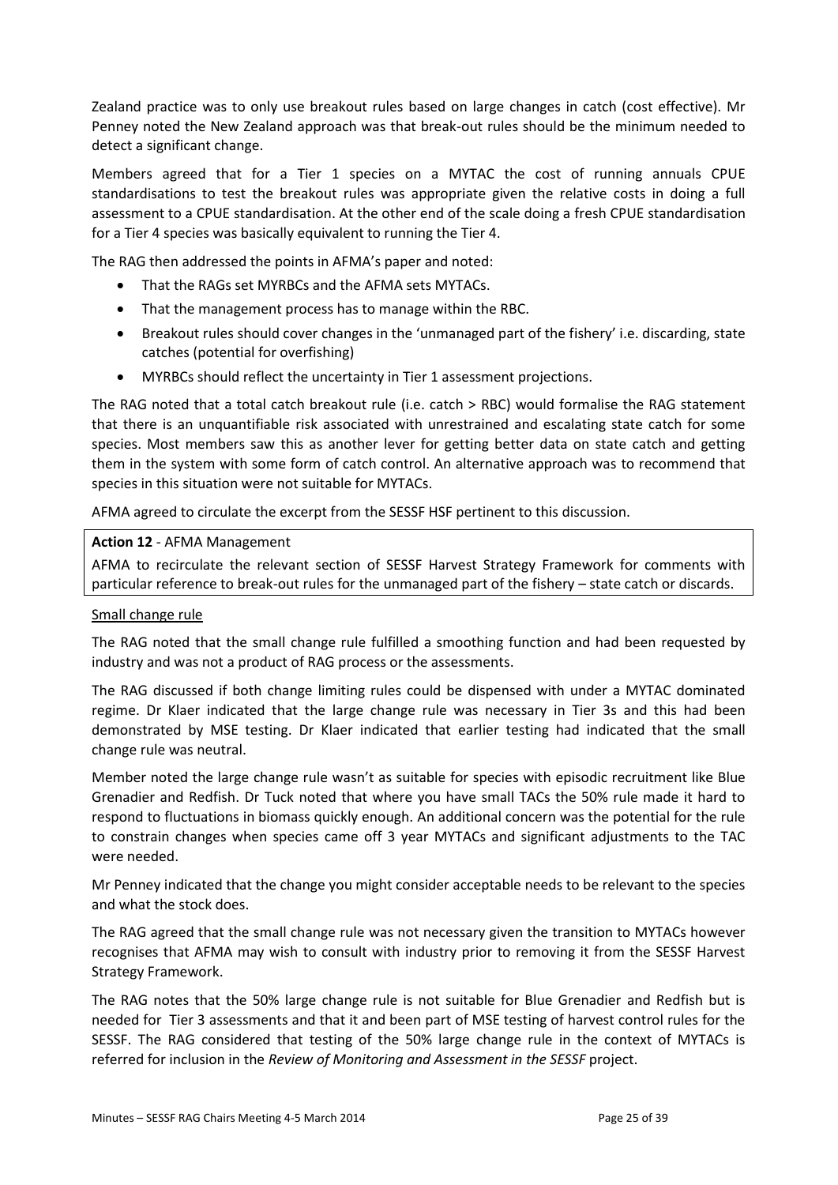Zealand practice was to only use breakout rules based on large changes in catch (cost effective). Mr Penney noted the New Zealand approach was that break-out rules should be the minimum needed to detect a significant change.

Members agreed that for a Tier 1 species on a MYTAC the cost of running annuals CPUE standardisations to test the breakout rules was appropriate given the relative costs in doing a full assessment to a CPUE standardisation. At the other end of the scale doing a fresh CPUE standardisation for a Tier 4 species was basically equivalent to running the Tier 4.

The RAG then addressed the points in AFMA's paper and noted:

- That the RAGs set MYRBCs and the AFMA sets MYTACs.
- That the management process has to manage within the RBC.
- Breakout rules should cover changes in the 'unmanaged part of the fishery' i.e. discarding, state catches (potential for overfishing)
- MYRBCs should reflect the uncertainty in Tier 1 assessment projections.

The RAG noted that a total catch breakout rule (i.e. catch > RBC) would formalise the RAG statement that there is an unquantifiable risk associated with unrestrained and escalating state catch for some species. Most members saw this as another lever for getting better data on state catch and getting them in the system with some form of catch control. An alternative approach was to recommend that species in this situation were not suitable for MYTACs.

AFMA agreed to circulate the excerpt from the SESSF HSF pertinent to this discussion.

**Action 12** - AFMA Management

AFMA to recirculate the relevant section of SESSF Harvest Strategy Framework for comments with particular reference to break-out rules for the unmanaged part of the fishery – state catch or discards.

Small change rule

The RAG noted that the small change rule fulfilled a smoothing function and had been requested by industry and was not a product of RAG process or the assessments.

The RAG discussed if both change limiting rules could be dispensed with under a MYTAC dominated regime. Dr Klaer indicated that the large change rule was necessary in Tier 3s and this had been demonstrated by MSE testing. Dr Klaer indicated that earlier testing had indicated that the small change rule was neutral.

Member noted the large change rule wasn't as suitable for species with episodic recruitment like Blue Grenadier and Redfish. Dr Tuck noted that where you have small TACs the 50% rule made it hard to respond to fluctuations in biomass quickly enough. An additional concern was the potential for the rule to constrain changes when species came off 3 year MYTACs and significant adjustments to the TAC were needed.

Mr Penney indicated that the change you might consider acceptable needs to be relevant to the species and what the stock does.

The RAG agreed that the small change rule was not necessary given the transition to MYTACs however recognises that AFMA may wish to consult with industry prior to removing it from the SESSF Harvest Strategy Framework.

The RAG notes that the 50% large change rule is not suitable for Blue Grenadier and Redfish but is needed for Tier 3 assessments and that it and been part of MSE testing of harvest control rules for the SESSF. The RAG considered that testing of the 50% large change rule in the context of MYTACs is referred for inclusion in the *Review of Monitoring and Assessment in the SESSF* project.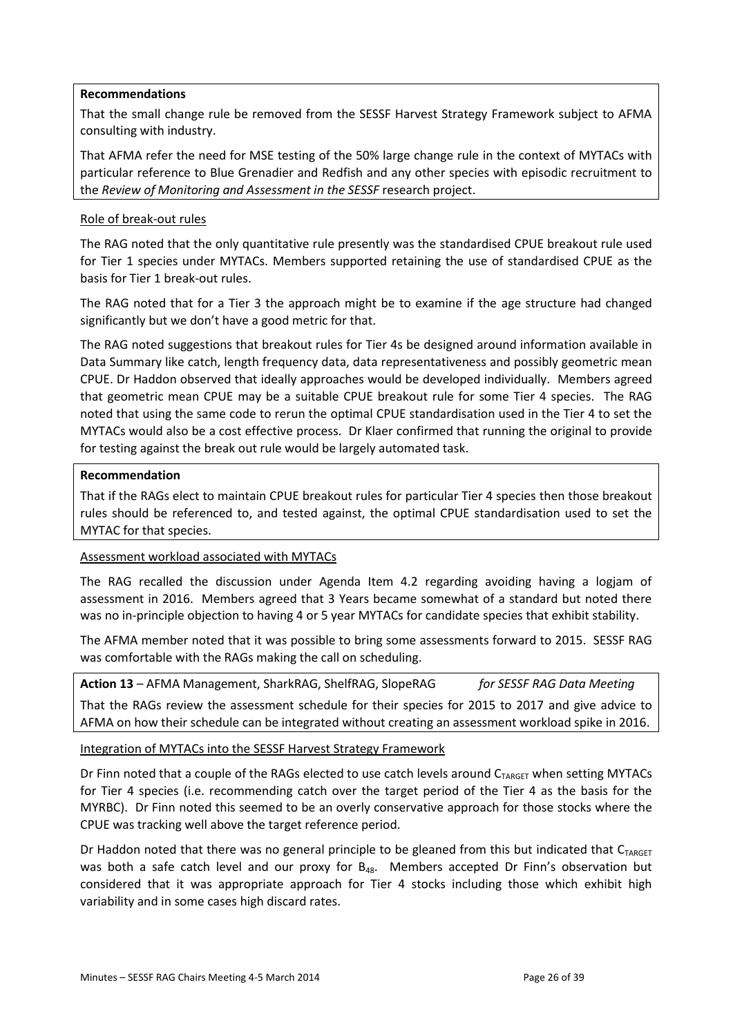**Recommendations**

That the small change rule be removed from the SESSF Harvest Strategy Framework subject to AFMA consulting with industry.

That AFMA refer the need for MSE testing of the 50% large change rule in the context of MYTACs with particular reference to Blue Grenadier and Redfish and any other species with episodic recruitment to the *Review of Monitoring and Assessment in the SESSF* research project.

Role of break-out rules

The RAG noted that the only quantitative rule presently was the standardised CPUE breakout rule used for Tier 1 species under MYTACs. Members supported retaining the use of standardised CPUE as the basis for Tier 1 break-out rules.

The RAG noted that for a Tier 3 the approach might be to examine if the age structure had changed significantly but we don't have a good metric for that.

The RAG noted suggestions that breakout rules for Tier 4s be designed around information available in Data Summary like catch, length frequency data, data representativeness and possibly geometric mean CPUE. Dr Haddon observed that ideally approaches would be developed individually. Members agreed that geometric mean CPUE may be a suitable CPUE breakout rule for some Tier 4 species. The RAG noted that using the same code to rerun the optimal CPUE standardisation used in the Tier 4 to set the MYTACs would also be a cost effective process. Dr Klaer confirmed that running the original to provide for testing against the break out rule would be largely automated task.

**Recommendation**

That if the RAGs elect to maintain CPUE breakout rules for particular Tier 4 species then those breakout rules should be referenced to, and tested against, the optimal CPUE standardisation used to set the MYTAC for that species.

Assessment workload associated with MYTACs

The RAG recalled the discussion under Agenda Item 4.2 regarding avoiding having a logjam of assessment in 2016. Members agreed that 3 Years became somewhat of a standard but noted there was no in-principle objection to having 4 or 5 year MYTACs for candidate species that exhibit stability.

The AFMA member noted that it was possible to bring some assessments forward to 2015. SESSF RAG was comfortable with the RAGs making the call on scheduling.

**Action 13** – AFMA Management, SharkRAG, ShelfRAG, SlopeRAG *for SESSF RAG Data Meeting*

That the RAGs review the assessment schedule for their species for 2015 to 2017 and give advice to AFMA on how their schedule can be integrated without creating an assessment workload spike in 2016.

Integration of MYTACs into the SESSF Harvest Strategy Framework

Dr Finn noted that a couple of the RAGs elected to use catch levels around $C_{TARGET}$ when setting MYTACs for Tier 4 species (i.e. recommending catch over the target period of the Tier 4 as the basis for the MYRBC). Dr Finn noted this seemed to be an overly conservative approach for those stocks where the CPUE was tracking well above the target reference period.

Dr Haddon noted that there was no general principle to be gleaned from this but indicated that $C_{TARGET}$ was both a safe catch level and our proxy for $B_{48}$. Members accepted Dr Finn's observation but considered that it was appropriate approach for Tier 4 stocks including those which exhibit high variability and in some cases high discard rates.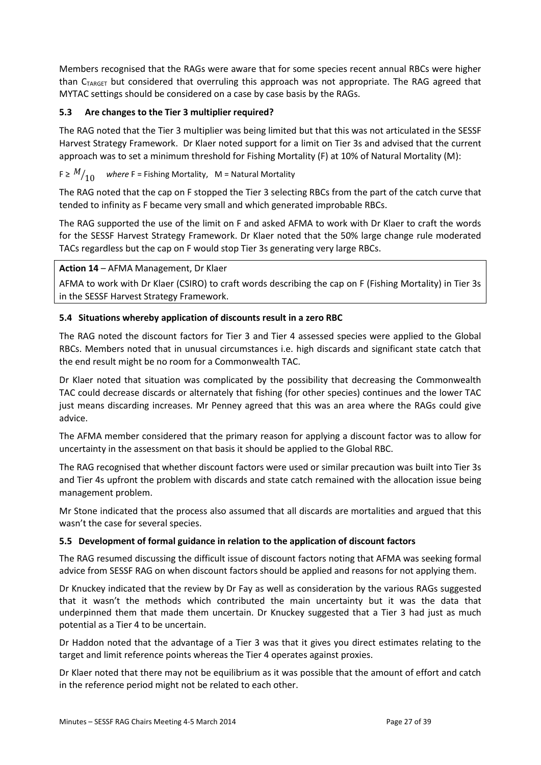Members recognised that the RAGs were aware that for some species recent annual RBCs were higher than $C_{TARGET}$ but considered that overruling this approach was not appropriate. The RAG agreed that MYTAC settings should be considered on a case by case basis by the RAGs.

### 5.3 Are changes to the Tier 3 multiplier required?

The RAG noted that the Tier 3 multiplier was being limited but that this was not articulated in the SESSF Harvest Strategy Framework. Dr Klaer noted support for a limit on Tier 3s and advised that the current approach was to set a minimum threshold for Fishing Mortality (F) at 10% of Natural Mortality (M):

$F \geq M/_{10}$ *where* F = Fishing Mortality, M = Natural Mortality

The RAG noted that the cap on F stopped the Tier 3 selecting RBCs from the part of the catch curve that tended to infinity as F became very small and which generated improbable RBCs.

The RAG supported the use of the limit on F and asked AFMA to work with Dr Klaer to craft the words for the SESSF Harvest Strategy Framework. Dr Klaer noted that the 50% large change rule moderated TACs regardless but the cap on F would stop Tier 3s generating very large RBCs.

**Action 14** – AFMA Management, Dr Klaer

AFMA to work with Dr Klaer (CSIRO) to craft words describing the cap on F (Fishing Mortality) in Tier 3s in the SESSF Harvest Strategy Framework.

### 5.4 Situations whereby application of discounts result in a zero RBC

The RAG noted the discount factors for Tier 3 and Tier 4 assessed species were applied to the Global RBCs. Members noted that in unusual circumstances i.e. high discards and significant state catch that the end result might be no room for a Commonwealth TAC.

Dr Klaer noted that situation was complicated by the possibility that decreasing the Commonwealth TAC could decrease discards or alternately that fishing (for other species) continues and the lower TAC just means discarding increases. Mr Penney agreed that this was an area where the RAGs could give advice.

The AFMA member considered that the primary reason for applying a discount factor was to allow for uncertainty in the assessment on that basis it should be applied to the Global RBC.

The RAG recognised that whether discount factors were used or similar precaution was built into Tier 3s and Tier 4s upfront the problem with discards and state catch remained with the allocation issue being management problem.

Mr Stone indicated that the process also assumed that all discards are mortalities and argued that this wasn't the case for several species.

### 5.5 Development of formal guidance in relation to the application of discount factors

The RAG resumed discussing the difficult issue of discount factors noting that AFMA was seeking formal advice from SESSF RAG on when discount factors should be applied and reasons for not applying them.

Dr Knuckey indicated that the review by Dr Fay as well as consideration by the various RAGs suggested that it wasn't the methods which contributed the main uncertainty but it was the data that underpinned them that made them uncertain. Dr Knuckey suggested that a Tier 3 had just as much potential as a Tier 4 to be uncertain.

Dr Haddon noted that the advantage of a Tier 3 was that it gives you direct estimates relating to the target and limit reference points whereas the Tier 4 operates against proxies.

Dr Klaer noted that there may not be equilibrium as it was possible that the amount of effort and catch in the reference period might not be related to each other.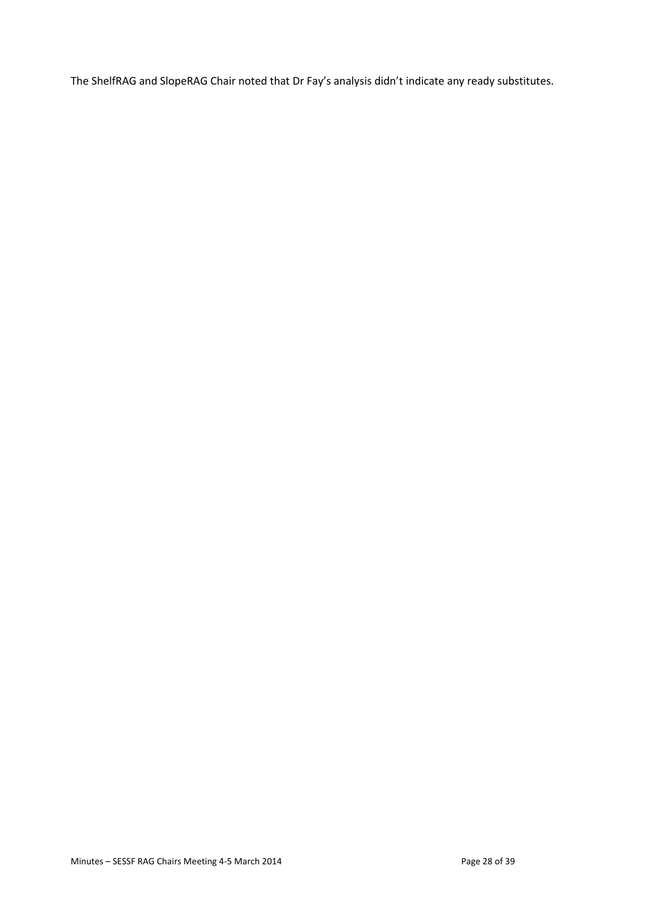The ShelfRAG and SlopeRAG Chair noted that Dr Fay's analysis didn't indicate any ready substitutes.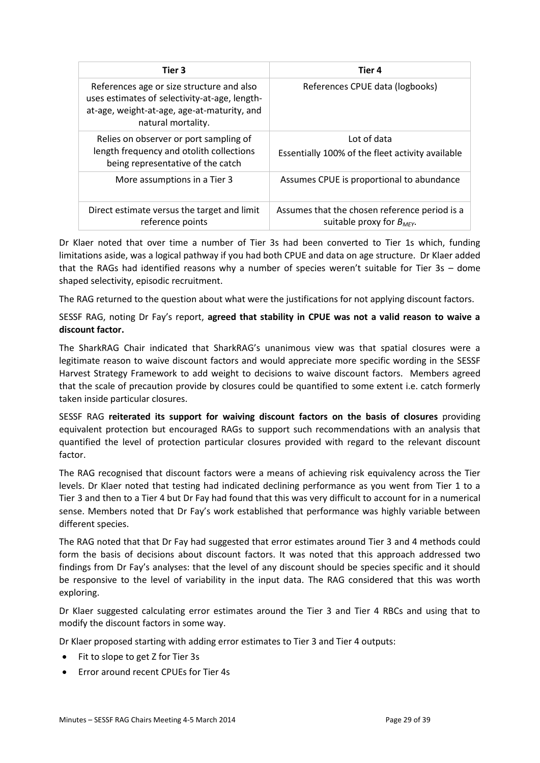| Tier 3 | Tier 4 |
|---|---|
| References age or size structure and also uses estimates of selectivity-at-age, length-at-age, weight-at-age, age-at-maturity, and natural mortality. | References CPUE data (logbooks) |
| Relies on observer or port sampling of length frequency and otolith collections being representative of the catch | Lot of data<br>Essentially 100% of the fleet activity available |
| More assumptions in a Tier 3 | Assumes CPUE is proportional to abundance |
| Direct estimate versus the target and limit reference points | Assumes that the chosen reference period is a suitable proxy for $B_{MEY}$. |

Dr Klaer noted that over time a number of Tier 3s had been converted to Tier 1s which, funding limitations aside, was a logical pathway if you had both CPUE and data on age structure. Dr Klaer added that the RAGs had identified reasons why a number of species weren't suitable for Tier 3s – dome shaped selectivity, episodic recruitment.

The RAG returned to the question about what were the justifications for not applying discount factors.

SESSF RAG, noting Dr Fay's report, **agreed that stability in CPUE was not a valid reason to waive a discount factor.**

The SharkRAG Chair indicated that SharkRAG's unanimous view was that spatial closures were a legitimate reason to waive discount factors and would appreciate more specific wording in the SESSF Harvest Strategy Framework to add weight to decisions to waive discount factors. Members agreed that the scale of precaution provide by closures could be quantified to some extent i.e. catch formerly taken inside particular closures.

SESSF RAG **reiterated its support for waiving discount factors on the basis of closures** providing equivalent protection but encouraged RAGs to support such recommendations with an analysis that quantified the level of protection particular closures provided with regard to the relevant discount factor.

The RAG recognised that discount factors were a means of achieving risk equivalency across the Tier levels. Dr Klaer noted that testing had indicated declining performance as you went from Tier 1 to a Tier 3 and then to a Tier 4 but Dr Fay had found that this was very difficult to account for in a numerical sense. Members noted that Dr Fay's work established that performance was highly variable between different species.

The RAG noted that that Dr Fay had suggested that error estimates around Tier 3 and 4 methods could form the basis of decisions about discount factors. It was noted that this approach addressed two findings from Dr Fay's analyses: that the level of any discount should be species specific and it should be responsive to the level of variability in the input data. The RAG considered that this was worth exploring.

Dr Klaer suggested calculating error estimates around the Tier 3 and Tier 4 RBCs and using that to modify the discount factors in some way.

Dr Klaer proposed starting with adding error estimates to Tier 3 and Tier 4 outputs:

- Fit to slope to get Z for Tier 3s
- Error around recent CPUEs for Tier 4s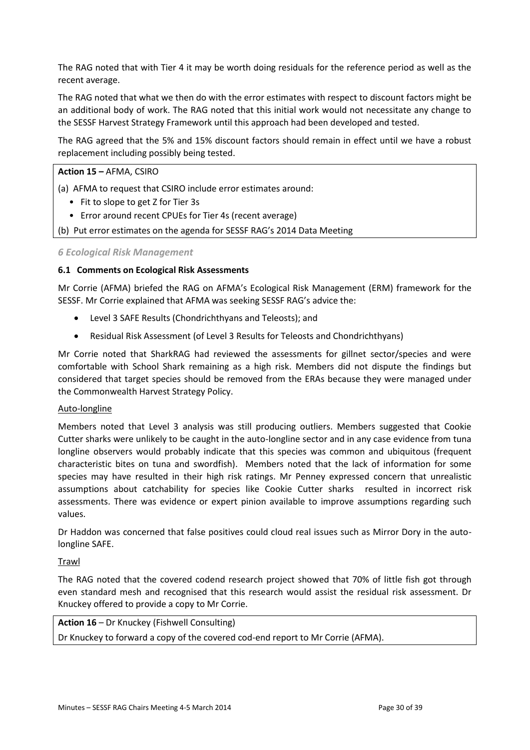The RAG noted that with Tier 4 it may be worth doing residuals for the reference period as well as the recent average.

The RAG noted that what we then do with the error estimates with respect to discount factors might be an additional body of work. The RAG noted that this initial work would not necessitate any change to the SESSF Harvest Strategy Framework until this approach had been developed and tested.

The RAG agreed that the 5% and 15% discount factors should remain in effect until we have a robust replacement including possibly being tested.

**Action 15 –** AFMA, CSIRO

(a) AFMA to request that CSIRO include error estimates around:
  - Fit to slope to get Z for Tier 3s
  - Error around recent CPUEs for Tier 4s (recent average)

(b) Put error estimates on the agenda for SESSF RAG's 2014 Data Meeting

## *6 Ecological Risk Management*

### 6.1 Comments on Ecological Risk Assessments

Mr Corrie (AFMA) briefed the RAG on AFMA's Ecological Risk Management (ERM) framework for the SESSF. Mr Corrie explained that AFMA was seeking SESSF RAG's advice the:

- Level 3 SAFE Results (Chondrichthyans and Teleosts); and
- Residual Risk Assessment (of Level 3 Results for Teleosts and Chondrichthyans)

Mr Corrie noted that SharkRAG had reviewed the assessments for gillnet sector/species and were comfortable with School Shark remaining as a high risk. Members did not dispute the findings but considered that target species should be removed from the ERAs because they were managed under the Commonwealth Harvest Strategy Policy.

Auto-longline

Members noted that Level 3 analysis was still producing outliers. Members suggested that Cookie Cutter sharks were unlikely to be caught in the auto-longline sector and in any case evidence from tuna longline observers would probably indicate that this species was common and ubiquitous (frequent characteristic bites on tuna and swordfish). Members noted that the lack of information for some species may have resulted in their high risk ratings. Mr Penney expressed concern that unrealistic assumptions about catchability for species like Cookie Cutter sharks resulted in incorrect risk assessments. There was evidence or expert pinion available to improve assumptions regarding such values.

Dr Haddon was concerned that false positives could cloud real issues such as Mirror Dory in the auto-longline SAFE.

Trawl

The RAG noted that the covered codend research project showed that 70% of little fish got through even standard mesh and recognised that this research would assist the residual risk assessment. Dr Knuckey offered to provide a copy to Mr Corrie.

**Action 16** – Dr Knuckey (Fishwell Consulting)

Dr Knuckey to forward a copy of the covered cod-end report to Mr Corrie (AFMA).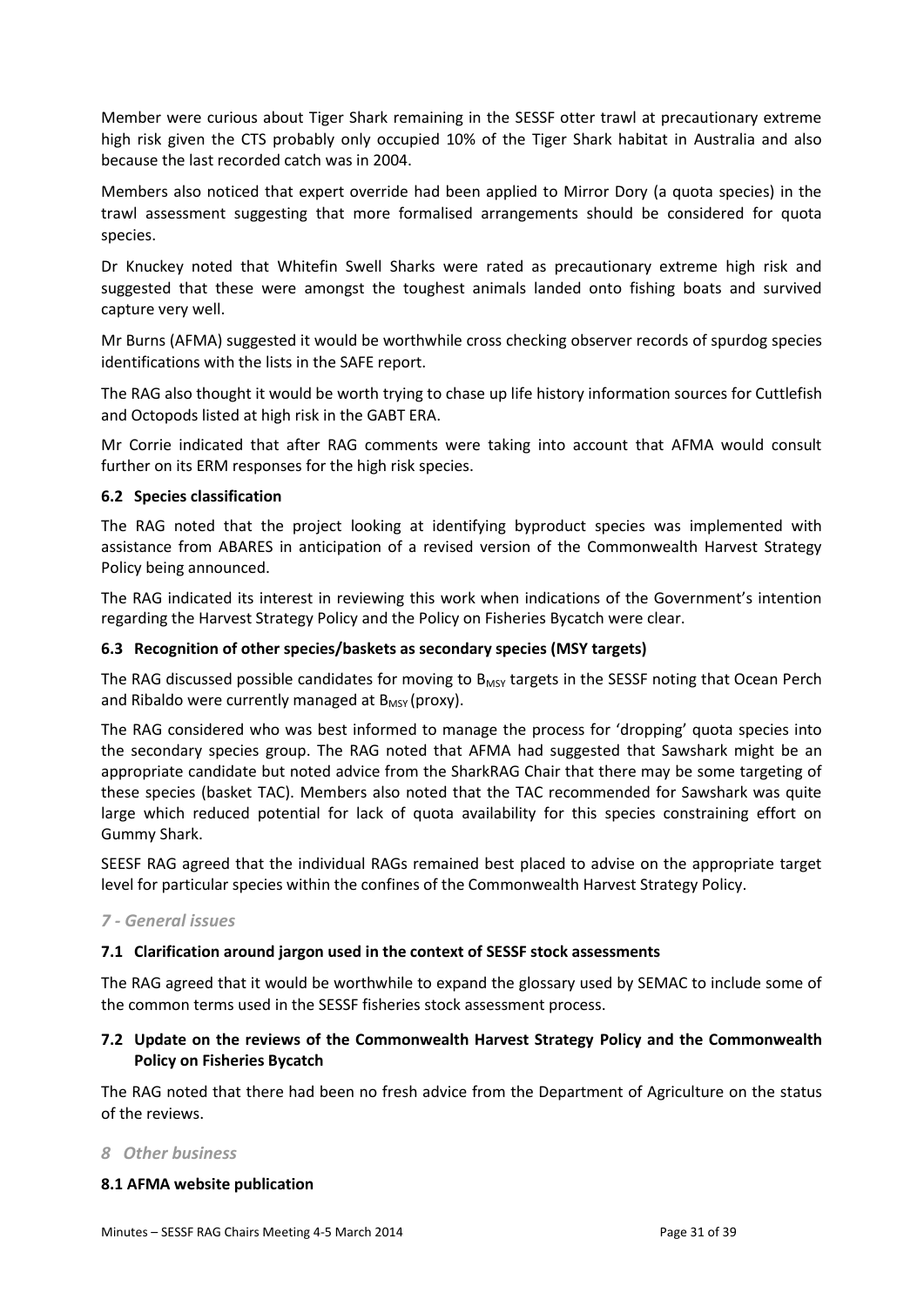Member were curious about Tiger Shark remaining in the SESSF otter trawl at precautionary extreme high risk given the CTS probably only occupied 10% of the Tiger Shark habitat in Australia and also because the last recorded catch was in 2004.

Members also noticed that expert override had been applied to Mirror Dory (a quota species) in the trawl assessment suggesting that more formalised arrangements should be considered for quota species.

Dr Knuckey noted that Whitefin Swell Sharks were rated as precautionary extreme high risk and suggested that these were amongst the toughest animals landed onto fishing boats and survived capture very well.

Mr Burns (AFMA) suggested it would be worthwhile cross checking observer records of spurdog species identifications with the lists in the SAFE report.

The RAG also thought it would be worth trying to chase up life history information sources for Cuttlefish and Octopods listed at high risk in the GABT ERA.

Mr Corrie indicated that after RAG comments were taking into account that AFMA would consult further on its ERM responses for the high risk species.

### 6.2 Species classification

The RAG noted that the project looking at identifying byproduct species was implemented with assistance from ABARES in anticipation of a revised version of the Commonwealth Harvest Strategy Policy being announced.

The RAG indicated its interest in reviewing this work when indications of the Government's intention regarding the Harvest Strategy Policy and the Policy on Fisheries Bycatch were clear.

### 6.3 Recognition of other species/baskets as secondary species (MSY targets)

The RAG discussed possible candidates for moving to $B_{MSY}$ targets in the SESSF noting that Ocean Perch and Ribaldo were currently managed at $B_{MSY}$ (proxy).

The RAG considered who was best informed to manage the process for 'dropping' quota species into the secondary species group. The RAG noted that AFMA had suggested that Sawshark might be an appropriate candidate but noted advice from the SharkRAG Chair that there may be some targeting of these species (basket TAC). Members also noted that the TAC recommended for Sawshark was quite large which reduced potential for lack of quota availability for this species constraining effort on Gummy Shark.

SEESF RAG agreed that the individual RAGs remained best placed to advise on the appropriate target level for particular species within the confines of the Commonwealth Harvest Strategy Policy.

## *7 - General issues*

### 7.1 Clarification around jargon used in the context of SESSF stock assessments

The RAG agreed that it would be worthwhile to expand the glossary used by SEMAC to include some of the common terms used in the SESSF fisheries stock assessment process.

### 7.2 Update on the reviews of the Commonwealth Harvest Strategy Policy and the Commonwealth Policy on Fisheries Bycatch

The RAG noted that there had been no fresh advice from the Department of Agriculture on the status of the reviews.

## *8 Other business*

### 8.1 AFMA website publication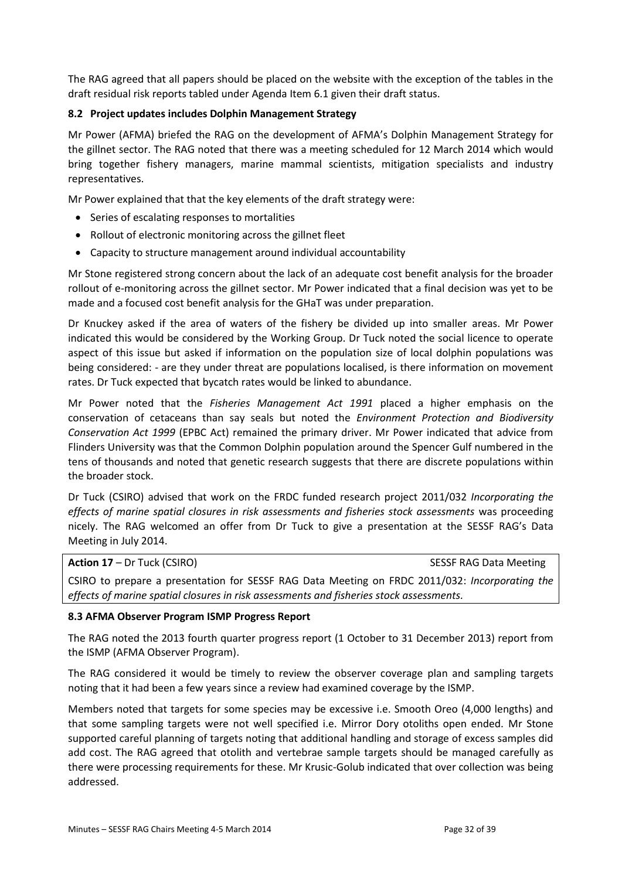The RAG agreed that all papers should be placed on the website with the exception of the tables in the draft residual risk reports tabled under Agenda Item 6.1 given their draft status.

### 8.2 Project updates includes Dolphin Management Strategy

Mr Power (AFMA) briefed the RAG on the development of AFMA's Dolphin Management Strategy for the gillnet sector. The RAG noted that there was a meeting scheduled for 12 March 2014 which would bring together fishery managers, marine mammal scientists, mitigation specialists and industry representatives.

Mr Power explained that that the key elements of the draft strategy were:

- Series of escalating responses to mortalities
- Rollout of electronic monitoring across the gillnet fleet
- Capacity to structure management around individual accountability

Mr Stone registered strong concern about the lack of an adequate cost benefit analysis for the broader rollout of e-monitoring across the gillnet sector. Mr Power indicated that a final decision was yet to be made and a focused cost benefit analysis for the GHaT was under preparation.

Dr Knuckey asked if the area of waters of the fishery be divided up into smaller areas. Mr Power indicated this would be considered by the Working Group. Dr Tuck noted the social licence to operate aspect of this issue but asked if information on the population size of local dolphin populations was being considered: - are they under threat are populations localised, is there information on movement rates. Dr Tuck expected that bycatch rates would be linked to abundance.

Mr Power noted that the *Fisheries Management Act 1991* placed a higher emphasis on the conservation of cetaceans than say seals but noted the *Environment Protection and Biodiversity Conservation Act 1999* (EPBC Act) remained the primary driver. Mr Power indicated that advice from Flinders University was that the Common Dolphin population around the Spencer Gulf numbered in the tens of thousands and noted that genetic research suggests that there are discrete populations within the broader stock.

Dr Tuck (CSIRO) advised that work on the FRDC funded research project 2011/032 *Incorporating the effects of marine spatial closures in risk assessments and fisheries stock assessments* was proceeding nicely. The RAG welcomed an offer from Dr Tuck to give a presentation at the SESSF RAG's Data Meeting in July 2014.

| **Action 17** – Dr Tuck (CSIRO) | SESSF RAG Data Meeting |
|---|---|
| CSIRO to prepare a presentation for SESSF RAG Data Meeting on FRDC 2011/032: *Incorporating the effects of marine spatial closures in risk assessments and fisheries stock assessments.* | |

### 8.3 AFMA Observer Program ISMP Progress Report

The RAG noted the 2013 fourth quarter progress report (1 October to 31 December 2013) report from the ISMP (AFMA Observer Program).

The RAG considered it would be timely to review the observer coverage plan and sampling targets noting that it had been a few years since a review had examined coverage by the ISMP.

Members noted that targets for some species may be excessive i.e. Smooth Oreo (4,000 lengths) and that some sampling targets were not well specified i.e. Mirror Dory otoliths open ended. Mr Stone supported careful planning of targets noting that additional handling and storage of excess samples did add cost. The RAG agreed that otolith and vertebrae sample targets should be managed carefully as there were processing requirements for these. Mr Krusic-Golub indicated that over collection was being addressed.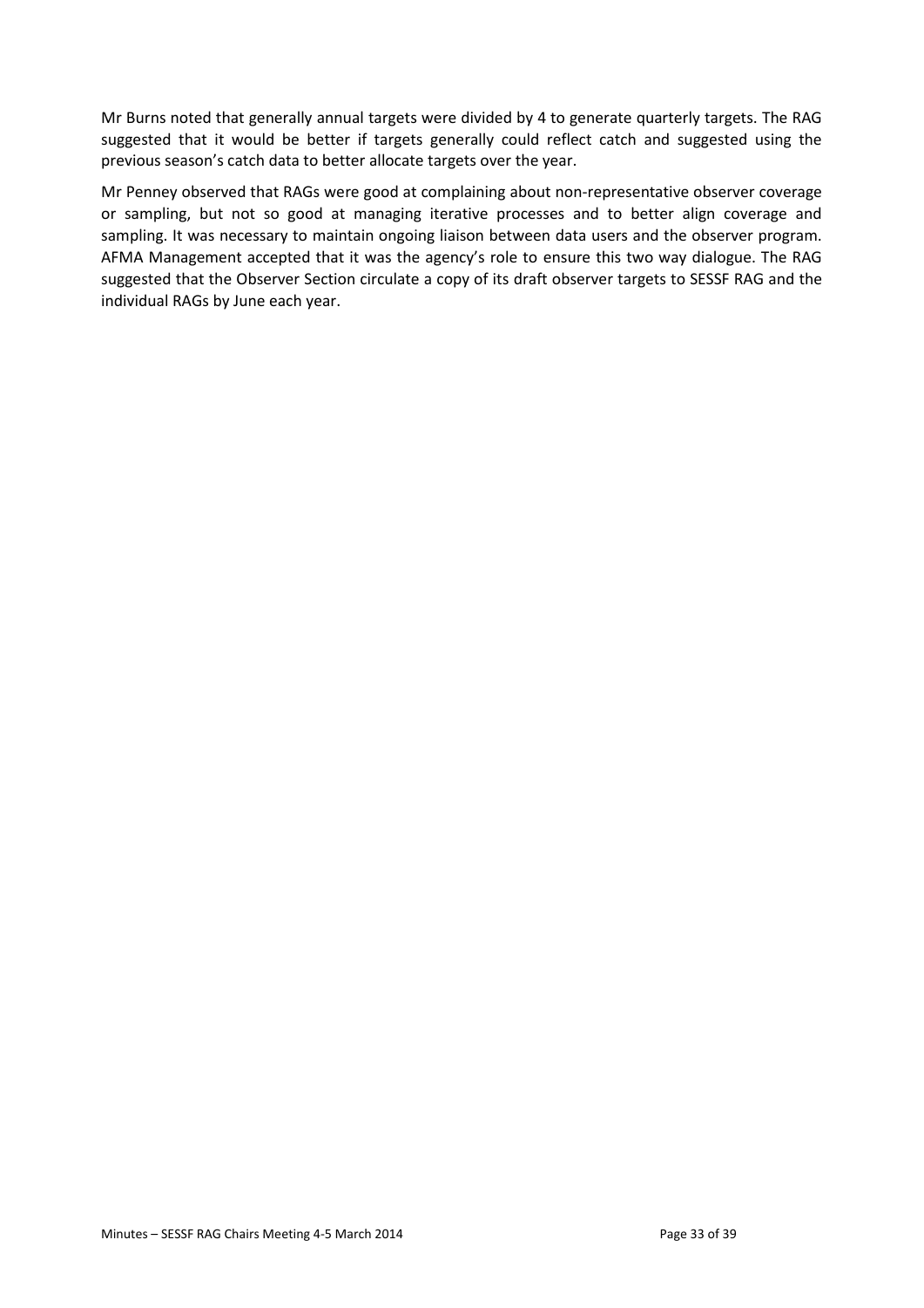Mr Burns noted that generally annual targets were divided by 4 to generate quarterly targets. The RAG suggested that it would be better if targets generally could reflect catch and suggested using the previous season's catch data to better allocate targets over the year.

Mr Penney observed that RAGs were good at complaining about non-representative observer coverage or sampling, but not so good at managing iterative processes and to better align coverage and sampling. It was necessary to maintain ongoing liaison between data users and the observer program. AFMA Management accepted that it was the agency's role to ensure this two way dialogue. The RAG suggested that the Observer Section circulate a copy of its draft observer targets to SESSF RAG and the individual RAGs by June each year.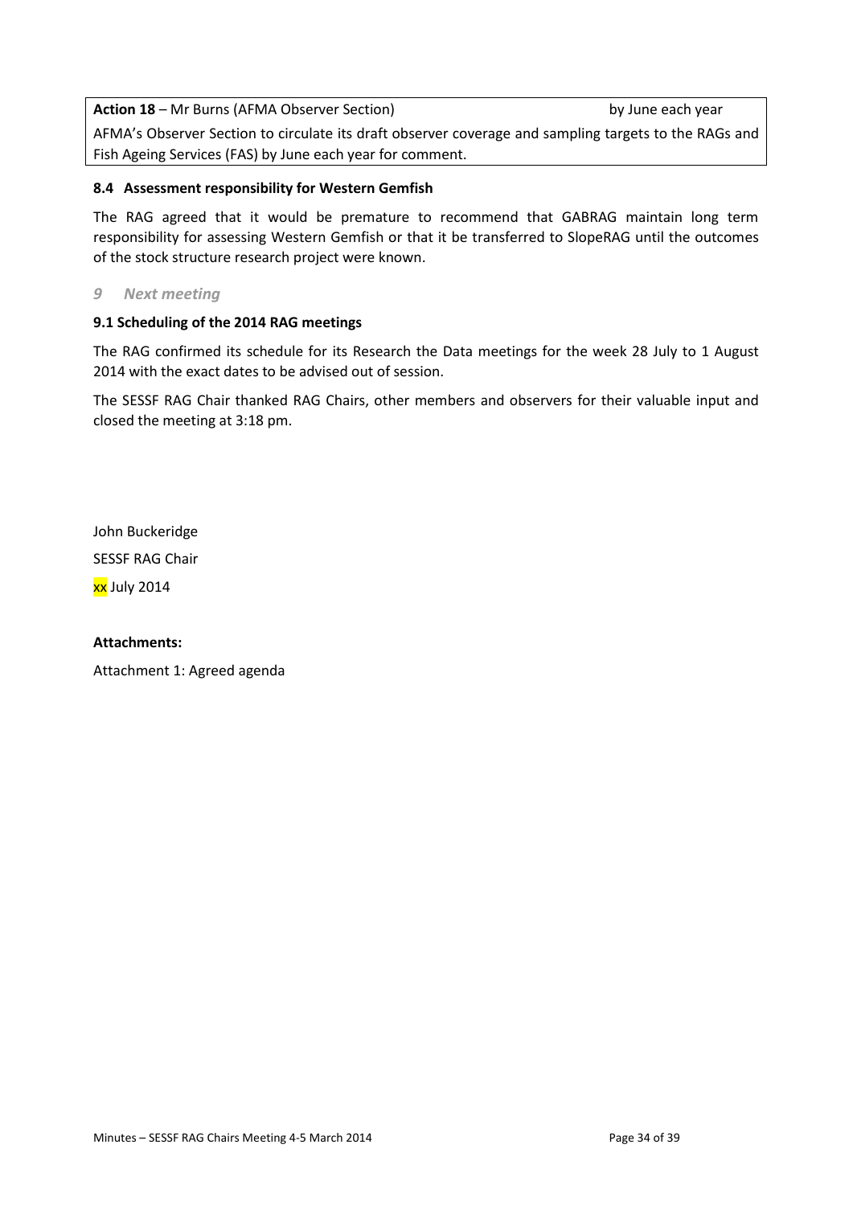**Action 18** – Mr Burns (AFMA Observer Section) by June each year

AFMA's Observer Section to circulate its draft observer coverage and sampling targets to the RAGs and Fish Ageing Services (FAS) by June each year for comment.

### 8.4 Assessment responsibility for Western Gemfish

The RAG agreed that it would be premature to recommend that GABRAG maintain long term responsibility for assessing Western Gemfish or that it be transferred to SlopeRAG until the outcomes of the stock structure research project were known.

## *9 Next meeting*

### 9.1 Scheduling of the 2014 RAG meetings

The RAG confirmed its schedule for its Research the Data meetings for the week 28 July to 1 August 2014 with the exact dates to be advised out of session.

The SESSF RAG Chair thanked RAG Chairs, other members and observers for their valuable input and closed the meeting at 3:18 pm.

John Buckeridge

SESSF RAG Chair

xx July 2014

**Attachments:**

Attachment 1: Agreed agenda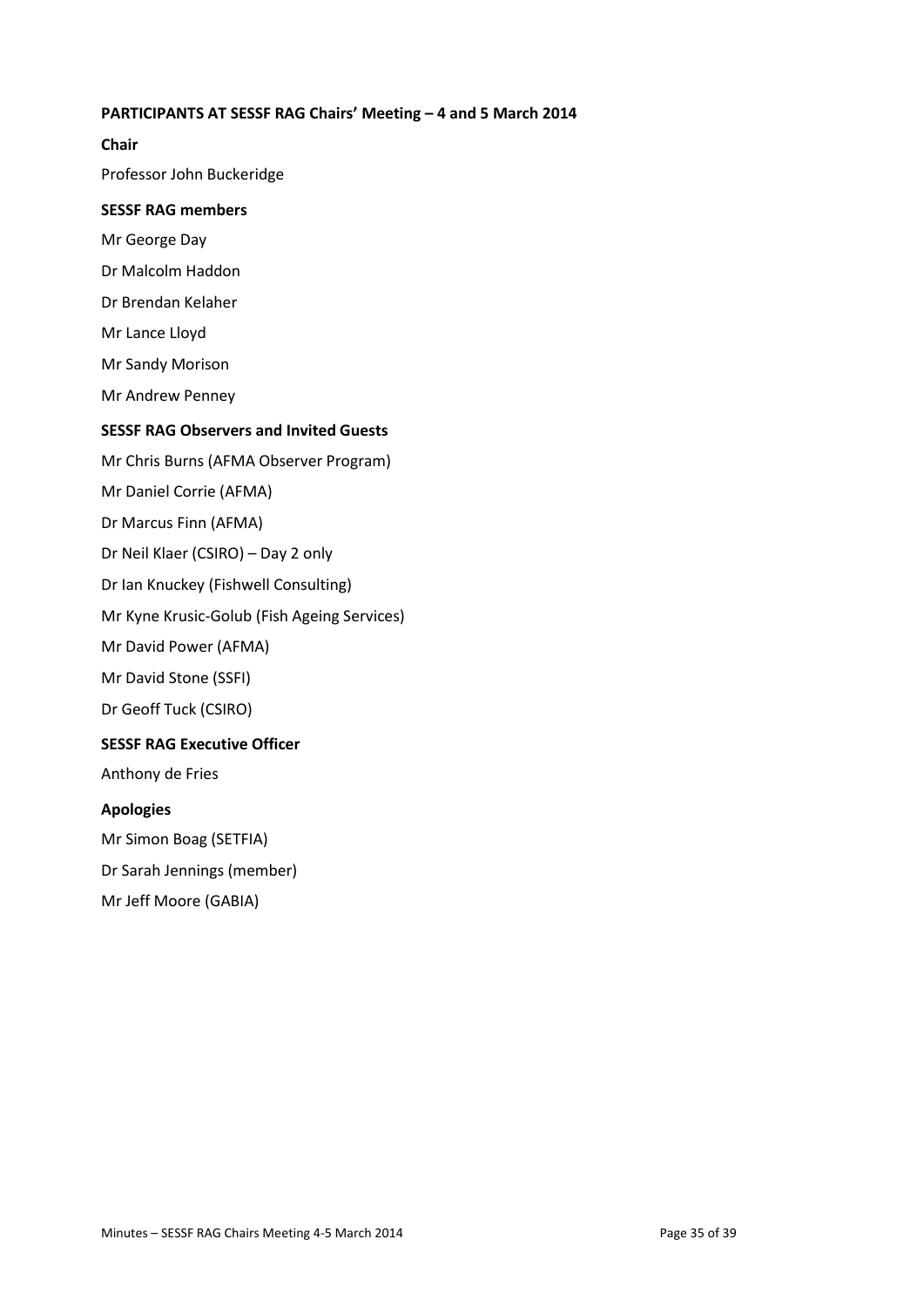**PARTICIPANTS AT SESSF RAG Chairs' Meeting – 4 and 5 March 2014**

**Chair**

Professor John Buckeridge

**SESSF RAG members**

Mr George Day

Dr Malcolm Haddon

Dr Brendan Kelaher

Mr Lance Lloyd

Mr Sandy Morison

Mr Andrew Penney

**SESSF RAG Observers and Invited Guests**

Mr Chris Burns (AFMA Observer Program)

Mr Daniel Corrie (AFMA)

Dr Marcus Finn (AFMA)

Dr Neil Klaer (CSIRO) – Day 2 only

Dr Ian Knuckey (Fishwell Consulting)

Mr Kyne Krusic-Golub (Fish Ageing Services)

Mr David Power (AFMA)

Mr David Stone (SSFI)

Dr Geoff Tuck (CSIRO)

**SESSF RAG Executive Officer**

Anthony de Fries

**Apologies**

Mr Simon Boag (SETFIA)

Dr Sarah Jennings (member)

Mr Jeff Moore (GABIA)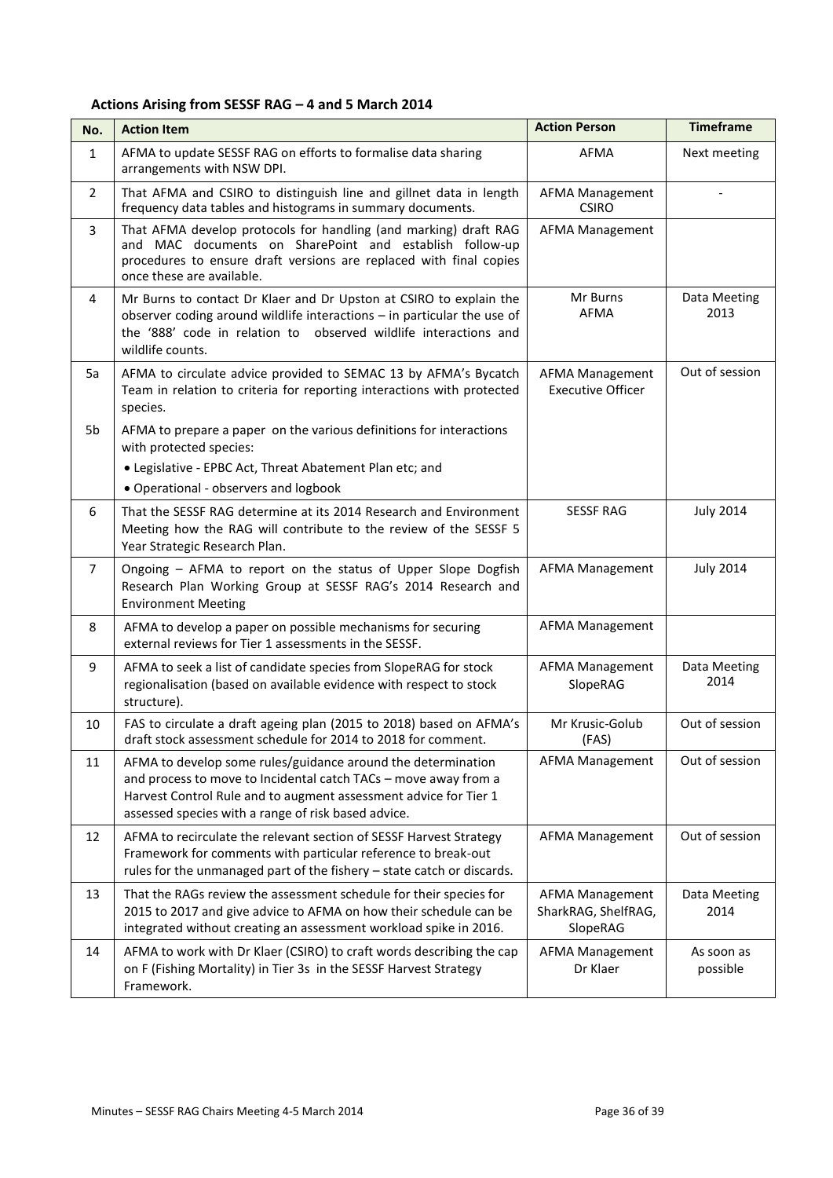### Actions Arising from SESSF RAG – 4 and 5 March 2014

| No. | Action Item | Action Person | Timeframe |
|---|---|---|---|
| 1 | AFMA to update SESSF RAG on efforts to formalise data sharing arrangements with NSW DPI. | AFMA | Next meeting |
| 2 | That AFMA and CSIRO to distinguish line and gillnet data in length frequency data tables and histograms in summary documents. | AFMA Management CSIRO | - |
| 3 | That AFMA develop protocols for handling (and marking) draft RAG and MAC documents on SharePoint and establish follow-up procedures to ensure draft versions are replaced with final copies once these are available. | AFMA Management | |
| 4 | Mr Burns to contact Dr Klaer and Dr Upston at CSIRO to explain the observer coding around wildlife interactions – in particular the use of the '888' code in relation to observed wildlife interactions and wildlife counts. | Mr Burns AFMA | Data Meeting 2013 |
| 5a | AFMA to circulate advice provided to SEMAC 13 by AFMA's Bycatch Team in relation to criteria for reporting interactions with protected species. | AFMA Management Executive Officer | Out of session |
| 5b | AFMA to prepare a paper on the various definitions for interactions with protected species: • Legislative - EPBC Act, Threat Abatement Plan etc; and • Operational - observers and logbook | | |
| 6 | That the SESSF RAG determine at its 2014 Research and Environment Meeting how the RAG will contribute to the review of the SESSF 5 Year Strategic Research Plan. | SESSF RAG | July 2014 |
| 7 | Ongoing – AFMA to report on the status of Upper Slope Dogfish Research Plan Working Group at SESSF RAG's 2014 Research and Environment Meeting | AFMA Management | July 2014 |
| 8 | AFMA to develop a paper on possible mechanisms for securing external reviews for Tier 1 assessments in the SESSF. | AFMA Management | |
| 9 | AFMA to seek a list of candidate species from SlopeRAG for stock regionalisation (based on available evidence with respect to stock structure). | AFMA Management SlopeRAG | Data Meeting 2014 |
| 10 | FAS to circulate a draft ageing plan (2015 to 2018) based on AFMA's draft stock assessment schedule for 2014 to 2018 for comment. | Mr Krusic-Golub (FAS) | Out of session |
| 11 | AFMA to develop some rules/guidance around the determination and process to move to Incidental catch TACs – move away from a Harvest Control Rule and to augment assessment advice for Tier 1 assessed species with a range of risk based advice. | AFMA Management | Out of session |
| 12 | AFMA to recirculate the relevant section of SESSF Harvest Strategy Framework for comments with particular reference to break-out rules for the unmanaged part of the fishery – state catch or discards. | AFMA Management | Out of session |
| 13 | That the RAGs review the assessment schedule for their species for 2015 to 2017 and give advice to AFMA on how their schedule can be integrated without creating an assessment workload spike in 2016. | AFMA Management SharkRAG, ShelfRAG, SlopeRAG | Data Meeting 2014 |
| 14 | AFMA to work with Dr Klaer (CSIRO) to craft words describing the cap on F (Fishing Mortality) in Tier 3s in the SESSF Harvest Strategy Framework. | AFMA Management Dr Klaer | As soon as possible |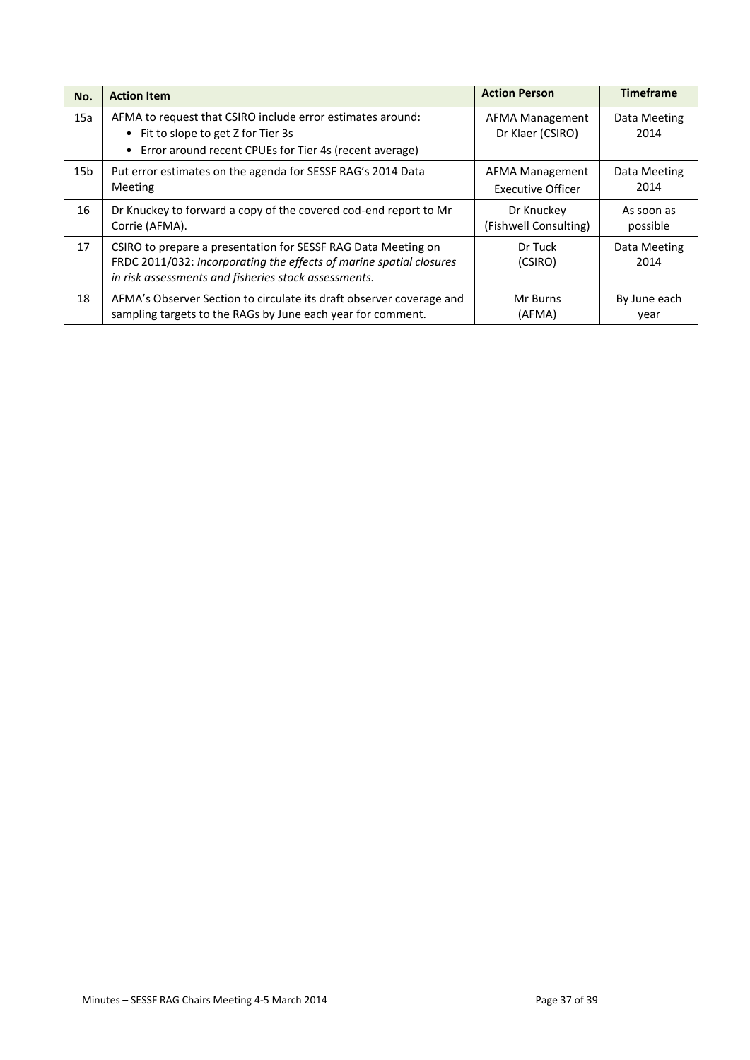| No. | Action Item | Action Person | Timeframe |
|---|---|---|---|
| 15a | AFMA to request that CSIRO include error estimates around:<br>• Fit to slope to get Z for Tier 3s<br>• Error around recent CPUEs for Tier 4s (recent average) | AFMA Management<br>Dr Klaer (CSIRO) | Data Meeting 2014 |
| 15b | Put error estimates on the agenda for SESSF RAG's 2014 Data Meeting | AFMA Management<br>Executive Officer | Data Meeting 2014 |
| 16 | Dr Knuckey to forward a copy of the covered cod-end report to Mr Corrie (AFMA). | Dr Knuckey<br>(Fishwell Consulting) | As soon as possible |
| 17 | CSIRO to prepare a presentation for SESSF RAG Data Meeting on FRDC 2011/032: *Incorporating the effects of marine spatial closures in risk assessments and fisheries stock assessments.* | Dr Tuck<br>(CSIRO) | Data Meeting 2014 |
| 18 | AFMA's Observer Section to circulate its draft observer coverage and sampling targets to the RAGs by June each year for comment. | Mr Burns<br>(AFMA) | By June each year |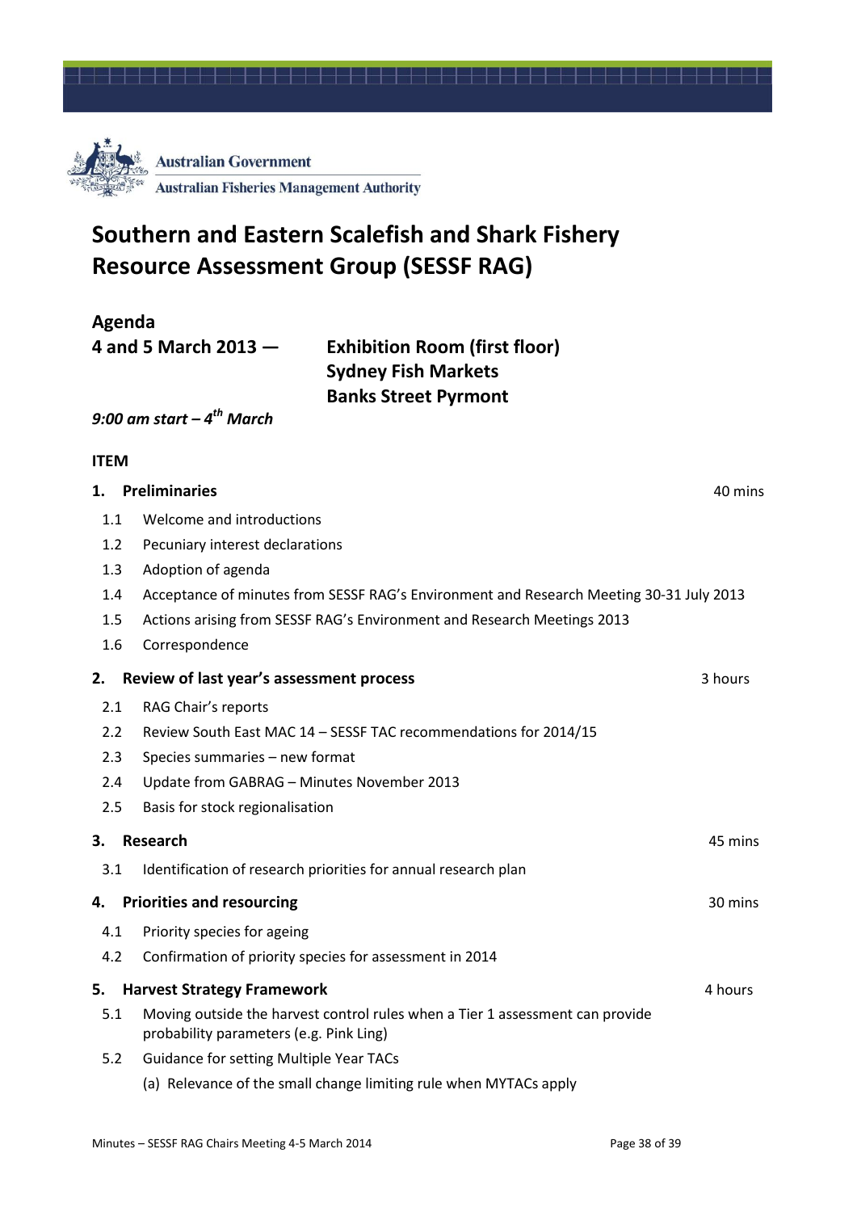Australian Government

Australian Fisheries Management Authority

# Southern and Eastern Scalefish and Shark Fishery Resource Assessment Group (SESSF RAG)

## Agenda

**4 and 5 March 2013 —** **Exhibition Room (first floor)**
**Sydney Fish Markets**
**Banks Street Pyrmont**

***9:00 am start – 4th March***

**ITEM**

**1. Preliminaries** — 40 mins

- 1.1 Welcome and introductions
- 1.2 Pecuniary interest declarations
- 1.3 Adoption of agenda
- 1.4 Acceptance of minutes from SESSF RAG's Environment and Research Meeting 30-31 July 2013
- 1.5 Actions arising from SESSF RAG's Environment and Research Meetings 2013
- 1.6 Correspondence

**2. Review of last year's assessment process** — 3 hours

- 2.1 RAG Chair's reports
- 2.2 Review South East MAC 14 – SESSF TAC recommendations for 2014/15
- 2.3 Species summaries – new format
- 2.4 Update from GABRAG – Minutes November 2013
- 2.5 Basis for stock regionalisation

**3. Research** — 45 mins

- 3.1 Identification of research priorities for annual research plan

**4. Priorities and resourcing** — 30 mins

- 4.1 Priority species for ageing
- 4.2 Confirmation of priority species for assessment in 2014

**5. Harvest Strategy Framework** — 4 hours

- 5.1 Moving outside the harvest control rules when a Tier 1 assessment can provide probability parameters (e.g. Pink Ling)
- 5.2 Guidance for setting Multiple Year TACs
  - (a) Relevance of the small change limiting rule when MYTACs apply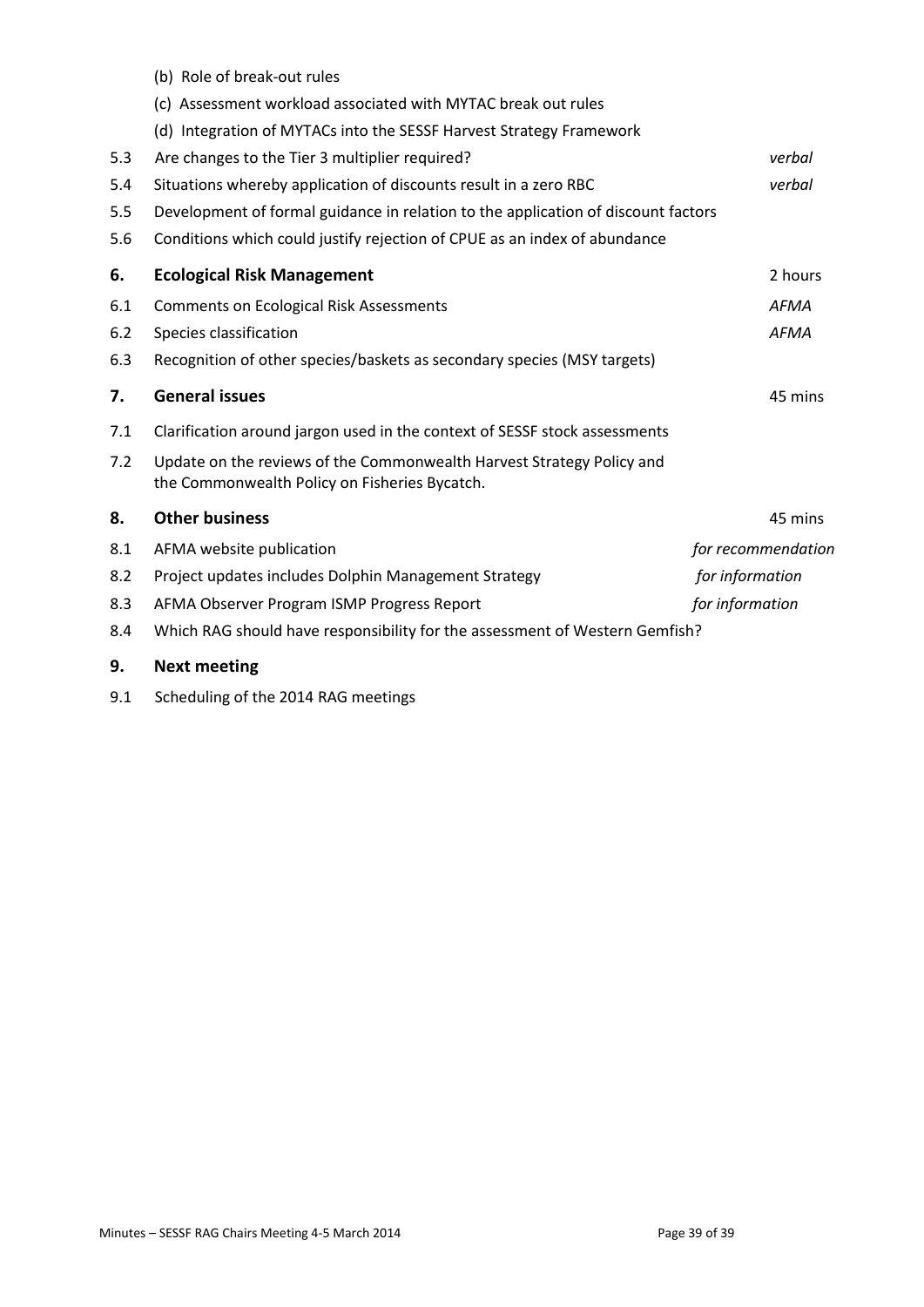(b) Role of break-out rules

(c) Assessment workload associated with MYTAC break out rules

(d) Integration of MYTACs into the SESSF Harvest Strategy Framework

| | | |
|---|---|---|
| 5.3 | Are changes to the Tier 3 multiplier required? | *verbal* |
| 5.4 | Situations whereby application of discounts result in a zero RBC | *verbal* |
| 5.5 | Development of formal guidance in relation to the application of discount factors | |
| 5.6 | Conditions which could justify rejection of CPUE as an index of abundance | |
| **6.** | **Ecological Risk Management** | 2 hours |
| 6.1 | Comments on Ecological Risk Assessments | *AFMA* |
| 6.2 | Species classification | *AFMA* |
| 6.3 | Recognition of other species/baskets as secondary species (MSY targets) | |
| **7.** | **General issues** | 45 mins |
| 7.1 | Clarification around jargon used in the context of SESSF stock assessments | |
| 7.2 | Update on the reviews of the Commonwealth Harvest Strategy Policy and the Commonwealth Policy on Fisheries Bycatch. | |
| **8.** | **Other business** | 45 mins |
| 8.1 | AFMA website publication | *for recommendation* |
| 8.2 | Project updates includes Dolphin Management Strategy | *for information* |
| 8.3 | AFMA Observer Program ISMP Progress Report | *for information* |
| 8.4 | Which RAG should have responsibility for the assessment of Western Gemfish? | |
| **9.** | **Next meeting** | |
| 9.1 | Scheduling of the 2014 RAG meetings | |